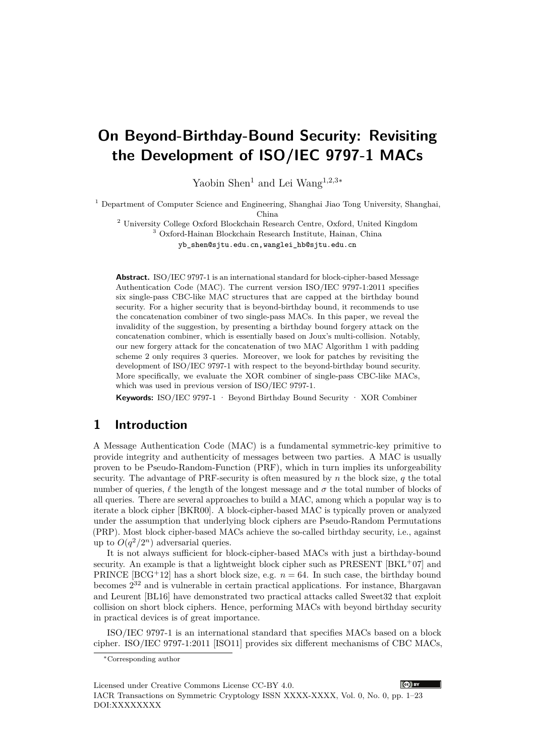# On Beyond-Birthday-Bound Security: Revisiting the Development of ISO/IEC 9797-1 MACs

Yaobin Shen[1] and Lei Wang[1,2,3*]

[1] Department of Computer Science and Engineering, Shanghai Jiao Tong University, Shanghai, China
[2] University College Oxford Blockchain Research Centre, Oxford, United Kingdom
[3] Oxford-Hainan Blockchain Research Institute, Hainan, China
yb_shen@sjtu.edu.cn,wanglei_hb@sjtu.edu.cn

**Abstract.** ISO/IEC 9797-1 is an international standard for block-cipher-based Message Authentication Code (MAC). The current version ISO/IEC 9797-1:2011 specifies six single-pass CBC-like MAC structures that are capped at the birthday bound security. For a higher security that is beyond-birthday bound, it recommends to use the concatenation combiner of two single-pass MACs. In this paper, we reveal the invalidity of the suggestion, by presenting a birthday bound forgery attack on the concatenation combiner, which is essentially based on Joux's multi-collision. Notably, our new forgery attack for the concatenation of two MAC Algorithm 1 with padding scheme 2 only requires 3 queries. Moreover, we look for patches by revisiting the development of ISO/IEC 9797-1 with respect to the beyond-birthday bound security. More specifically, we evaluate the XOR combiner of single-pass CBC-like MACs, which was used in previous version of ISO/IEC 9797-1.

**Keywords:** ISO/IEC 9797-1 · Beyond Birthday Bound Security · XOR Combiner

## 1 Introduction

A Message Authentication Code (MAC) is a fundamental symmetric-key primitive to provide integrity and authenticity of messages between two parties. A MAC is usually proven to be Pseudo-Random-Function (PRF), which in turn implies its unforgeability security. The advantage of PRF-security is often measured by $n$ the block size, $q$ the total number of queries, $\ell$ the length of the longest message and $\sigma$ the total number of blocks of all queries. There are several approaches to build a MAC, among which a popular way is to iterate a block cipher [BKR00]. A block-cipher-based MAC is typically proven or analyzed under the assumption that underlying block ciphers are Pseudo-Random Permutations (PRP). Most block cipher-based MACs achieve the so-called birthday security, i.e., against up to $O(q^2/2^n)$ adversarial queries.

It is not always sufficient for block-cipher-based MACs with just a birthday-bound security. An example is that a lightweight block cipher such as PRESENT [BKL+07] and PRINCE [BCG+12] has a short block size, e.g. $n = 64$. In such case, the birthday bound becomes $2^{32}$ and is vulnerable in certain practical applications. For instance, Bhargavan and Leurent [BL16] have demonstrated two practical attacks called Sweet32 that exploit collision on short block ciphers. Hence, performing MACs with beyond birthday security in practical devices is of great importance.

ISO/IEC 9797-1 is an international standard that specifies MACs based on a block cipher. ISO/IEC 9797-1:2011 [ISO11] provides six different mechanisms of CBC MACs,

*Corresponding author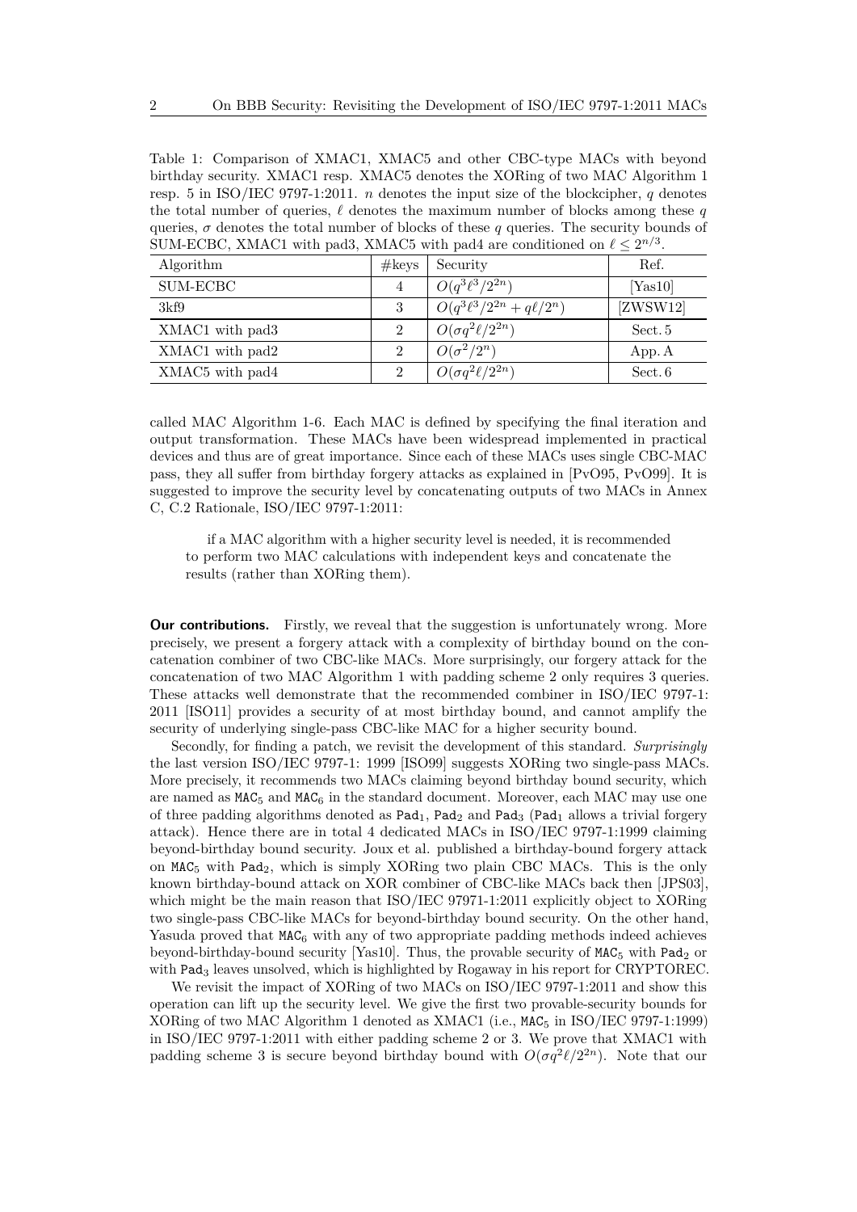Table 1: Comparison of XMAC1, XMAC5 and other CBC-type MACs with beyond birthday security. XMAC1 resp. XMAC5 denotes the XORing of two MAC Algorithm 1 resp. 5 in ISO/IEC 9797-1:2011. $n$ denotes the input size of the blockcipher, $q$ denotes the total number of queries, $\ell$ denotes the maximum number of blocks among these $q$ queries, $\sigma$ denotes the total number of blocks of these $q$ queries. The security bounds of SUM-ECBC, XMAC1 with pad3, XMAC5 with pad4 are conditioned on $\ell \le 2^{n/3}$.

| Algorithm | #keys | Security | Ref. |
| --- | --- | --- | --- |
| SUM-ECBC | 4 | $O(q^3\ell^3/2^{2n})$ | [Yas10] |
| 3kf9 | 3 | $O(q^3\ell^3/2^{2n} + q\ell/2^n)$ | [ZWSW12] |
| XMAC1 with pad3 | 2 | $O(\sigma q^2\ell/2^{2n})$ | Sect. 5 |
| XMAC1 with pad2 | 2 | $O(\sigma^2/2^n)$ | App. A |
| XMAC5 with pad4 | 2 | $O(\sigma q^2\ell/2^{2n})$ | Sect. 6 |

called MAC Algorithm 1-6. Each MAC is defined by specifying the final iteration and output transformation. These MACs have been widespread implemented in practical devices and thus are of great importance. Since each of these MACs uses single CBC-MAC pass, they all suffer from birthday forgery attacks as explained in [PvO95, PvO99]. It is suggested to improve the security level by concatenating outputs of two MACs in Annex C, C.2 Rationale, ISO/IEC 9797-1:2011:

> if a MAC algorithm with a higher security level is needed, it is recommended to perform two MAC calculations with independent keys and concatenate the results (rather than XORing them).

**Our contributions.** Firstly, we reveal that the suggestion is unfortunately wrong. More precisely, we present a forgery attack with a complexity of birthday bound on the concatenation combiner of two CBC-like MACs. More surprisingly, our forgery attack for the concatenation of two MAC Algorithm 1 with padding scheme 2 only requires 3 queries. These attacks well demonstrate that the recommended combiner in ISO/IEC 9797-1: 2011 [ISO11] provides a security of at most birthday bound, and cannot amplify the security of underlying single-pass CBC-like MAC for a higher security bound.

Secondly, for finding a patch, we revisit the development of this standard. *Surprisingly* the last version ISO/IEC 9797-1: 1999 [ISO99] suggests XORing two single-pass MACs. More precisely, it recommends two MACs claiming beyond birthday bound security, which are named as $\mathtt{MAC}_5$ and $\mathtt{MAC}_6$ in the standard document. Moreover, each MAC may use one of three padding algorithms denoted as $\mathtt{Pad}_1$, $\mathtt{Pad}_2$ and $\mathtt{Pad}_3$ ($\mathtt{Pad}_1$ allows a trivial forgery attack). Hence there are in total 4 dedicated MACs in ISO/IEC 9797-1:1999 claiming beyond-birthday bound security. Joux et al. published a birthday-bound forgery attack on $\mathtt{MAC}_5$ with $\mathtt{Pad}_2$, which is simply XORing two plain CBC MACs. This is the only known birthday-bound attack on XOR combiner of CBC-like MACs back then [JPS03], which might be the main reason that ISO/IEC 97971-1:2011 explicitly object to XORing two single-pass CBC-like MACs for beyond-birthday bound security. On the other hand, Yasuda proved that $\mathtt{MAC}_6$ with any of two appropriate padding methods indeed achieves beyond-birthday-bound security [Yas10]. Thus, the provable security of $\mathtt{MAC}_5$ with $\mathtt{Pad}_2$ or with $\mathtt{Pad}_3$ leaves unsolved, which is highlighted by Rogaway in his report for CRYPTOREC.

We revisit the impact of XORing of two MACs on ISO/IEC 9797-1:2011 and show this operation can lift up the security level. We give the first two provable-security bounds for XORing of two MAC Algorithm 1 denoted as XMAC1 (i.e., $\mathtt{MAC}_5$ in ISO/IEC 9797-1:1999) in ISO/IEC 9797-1:2011 with either padding scheme 2 or 3. We prove that XMAC1 with padding scheme 3 is secure beyond birthday bound with $O(\sigma q^2\ell/2^{2n})$. Note that our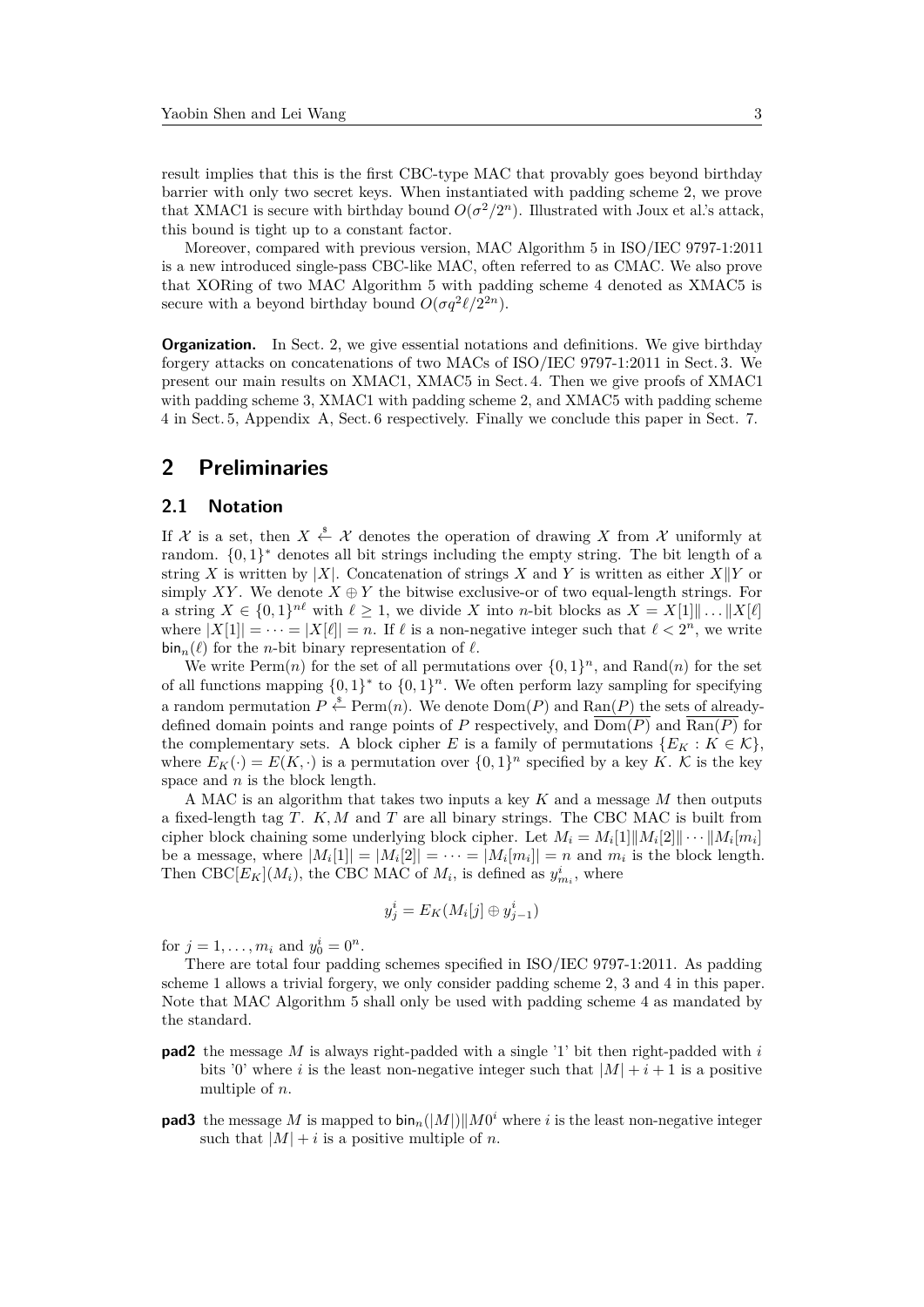result implies that this is the first CBC-type MAC that provably goes beyond birthday barrier with only two secret keys. When instantiated with padding scheme 2, we prove that XMAC1 is secure with birthday bound $O(\sigma^2/2^n)$. Illustrated with Joux et al.'s attack, this bound is tight up to a constant factor.

Moreover, compared with previous version, MAC Algorithm 5 in ISO/IEC 9797-1:2011 is a new introduced single-pass CBC-like MAC, often referred to as CMAC. We also prove that XORing of two MAC Algorithm 5 with padding scheme 4 denoted as XMAC5 is secure with a beyond birthday bound $O(\sigma q^2 \ell / 2^{2n})$.

**Organization.** In Sect. 2, we give essential notations and definitions. We give birthday forgery attacks on concatenations of two MACs of ISO/IEC 9797-1:2011 in Sect. 3. We present our main results on XMAC1, XMAC5 in Sect. 4. Then we give proofs of XMAC1 with padding scheme 3, XMAC1 with padding scheme 2, and XMAC5 with padding scheme 4 in Sect. 5, Appendix A, Sect. 6 respectively. Finally we conclude this paper in Sect. 7.

# 2 Preliminaries

## 2.1 Notation

If $\mathcal{X}$ is a set, then $X \xleftarrow{\$} \mathcal{X}$ denotes the operation of drawing $X$ from $\mathcal{X}$ uniformly at random. $\{0,1\}^*$ denotes all bit strings including the empty string. The bit length of a string $X$ is written by $|X|$. Concatenation of strings $X$ and $Y$ is written as either $X \| Y$ or simply $XY$. We denote $X \oplus Y$ the bitwise exclusive-or of two equal-length strings. For a string $X \in \{0,1\}^{n\ell}$ with $\ell \geq 1$, we divide $X$ into $n$-bit blocks as $X = X[1] \| \dots \| X[\ell]$ where $|X[1]| = \cdots = |X[\ell]| = n$. If $\ell$ is a non-negative integer such that $\ell < 2^n$, we write $\mathsf{bin}_n(\ell)$ for the $n$-bit binary representation of $\ell$.

We write $\mathrm{Perm}(n)$ for the set of all permutations over $\{0,1\}^n$, and $\mathrm{Rand}(n)$ for the set of all functions mapping $\{0,1\}^*$ to $\{0,1\}^n$. We often perform lazy sampling for specifying a random permutation $P \xleftarrow{\$} \mathrm{Perm}(n)$. We denote $\mathrm{Dom}(P)$ and $\mathrm{Ran}(P)$ the sets of already-defined domain points and range points of $P$ respectively, and $\overline{\mathrm{Dom}(P)}$ and $\overline{\mathrm{Ran}(P)}$ for the complementary sets. A block cipher $E$ is a family of permutations $\{E_K : K \in \mathcal{K}\}$, where $E_K(\cdot) = E(K, \cdot)$ is a permutation over $\{0,1\}^n$ specified by a key $K$. $\mathcal{K}$ is the key space and $n$ is the block length.

A MAC is an algorithm that takes two inputs a key $K$ and a message $M$ then outputs a fixed-length tag $T$. $K, M$ and $T$ are all binary strings. The CBC MAC is built from cipher block chaining some underlying block cipher. Let $M_i = M_i[1] \| M_i[2] \| \cdots \| M_i[m_i]$ be a message, where $|M_i[1]| = |M_i[2]| = \cdots = |M_i[m_i]| = n$ and $m_i$ is the block length. Then $\mathrm{CBC}[E_K](M_i)$, the CBC MAC of $M_i$, is defined as $y^i_{m_i}$, where

$$y^i_j = E_K(M_i[j] \oplus y^i_{j-1})$$

for $j = 1, \dots, m_i$ and $y^i_0 = 0^n$.

There are total four padding schemes specified in ISO/IEC 9797-1:2011. As padding scheme 1 allows a trivial forgery, we only consider padding scheme 2, 3 and 4 in this paper. Note that MAC Algorithm 5 shall only be used with padding scheme 4 as mandated by the standard.

- **pad2** the message $M$ is always right-padded with a single '1' bit then right-padded with $i$ bits '0' where $i$ is the least non-negative integer such that $|M| + i + 1$ is a positive multiple of $n$.
- **pad3** the message $M$ is mapped to $\mathsf{bin}_n(|M|) \| M 0^i$ where $i$ is the least non-negative integer such that $|M| + i$ is a positive multiple of $n$.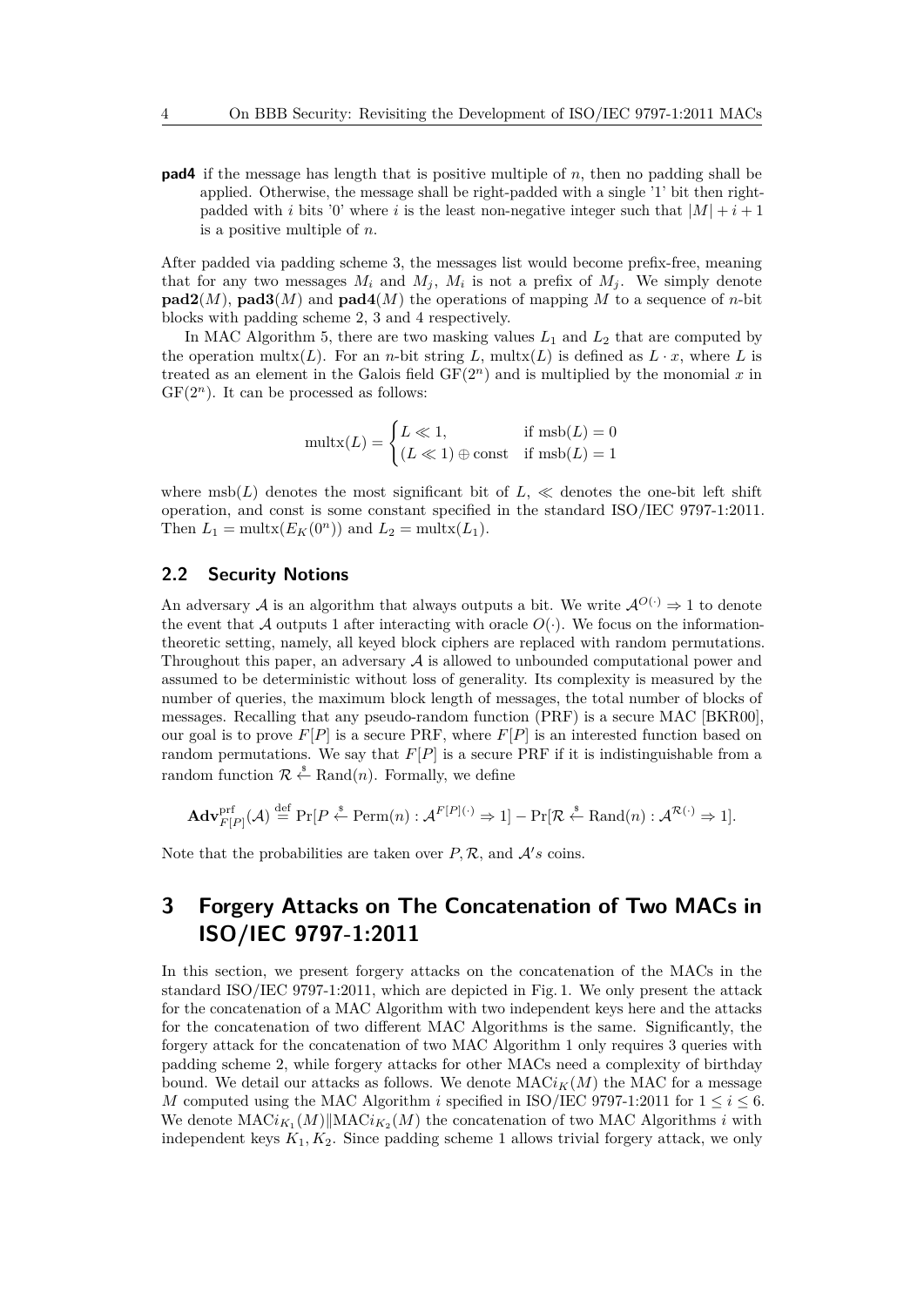**pad4** if the message has length that is positive multiple of $n$, then no padding shall be applied. Otherwise, the message shall be right-padded with a single '1' bit then right-padded with $i$ bits '0' where $i$ is the least non-negative integer such that $|M| + i + 1$ is a positive multiple of $n$.

After padded via padding scheme 3, the messages list would become prefix-free, meaning that for any two messages $M_i$ and $M_j$, $M_i$ is not a prefix of $M_j$. We simply denote $\mathbf{pad2}(M)$, $\mathbf{pad3}(M)$ and $\mathbf{pad4}(M)$ the operations of mapping $M$ to a sequence of $n$-bit blocks with padding scheme 2, 3 and 4 respectively.

In MAC Algorithm 5, there are two masking values $L_1$ and $L_2$ that are computed by the operation $\mathrm{multx}(L)$. For an $n$-bit string $L$, $\mathrm{multx}(L)$ is defined as $L \cdot x$, where $L$ is treated as an element in the Galois field $\mathrm{GF}(2^n)$ and is multiplied by the monomial $x$ in $\mathrm{GF}(2^n)$. It can be processed as follows:

$$\mathrm{multx}(L) = \begin{cases} L \ll 1, & \text{if } \mathrm{msb}(L) = 0 \\ (L \ll 1) \oplus \mathrm{const} & \text{if } \mathrm{msb}(L) = 1 \end{cases}$$

where $\mathrm{msb}(L)$ denotes the most significant bit of $L$, $\ll$ denotes the one-bit left shift operation, and const is some constant specified in the standard ISO/IEC 9797-1:2011. Then $L_1 = \mathrm{multx}(E_K(0^n))$ and $L_2 = \mathrm{multx}(L_1)$.

## 2.2 Security Notions

An adversary $\mathcal{A}$ is an algorithm that always outputs a bit. We write $\mathcal{A}^{O(\cdot)} \Rightarrow 1$ to denote the event that $\mathcal{A}$ outputs 1 after interacting with oracle $O(\cdot)$. We focus on the information-theoretic setting, namely, all keyed block ciphers are replaced with random permutations. Throughout this paper, an adversary $\mathcal{A}$ is allowed to unbounded computational power and assumed to be deterministic without loss of generality. Its complexity is measured by the number of queries, the maximum block length of messages, the total number of blocks of messages. Recalling that any pseudo-random function (PRF) is a secure MAC [BKR00], our goal is to prove $F[P]$ is a secure PRF, where $F[P]$ is an interested function based on random permutations. We say that $F[P]$ is a secure PRF if it is indistinguishable from a random function $\mathcal{R} \xleftarrow{\$} \mathrm{Rand}(n)$. Formally, we define

$$\mathbf{Adv}^{\mathrm{prf}}_{F[P]}(\mathcal{A}) \stackrel{\mathrm{def}}{=} \Pr[P \xleftarrow{\$} \mathrm{Perm}(n) : \mathcal{A}^{F[P](\cdot)} \Rightarrow 1] - \Pr[\mathcal{R} \xleftarrow{\$} \mathrm{Rand}(n) : \mathcal{A}^{\mathcal{R}(\cdot)} \Rightarrow 1].$$

Note that the probabilities are taken over $P, \mathcal{R}$, and $\mathcal{A}'s$ coins.

# 3 Forgery Attacks on The Concatenation of Two MACs in ISO/IEC 9797-1:2011

In this section, we present forgery attacks on the concatenation of the MACs in the standard ISO/IEC 9797-1:2011, which are depicted in Fig. 1. We only present the attack for the concatenation of a MAC Algorithm with two independent keys here and the attacks for the concatenation of two different MAC Algorithms is the same. Significantly, the forgery attack for the concatenation of two MAC Algorithm 1 only requires 3 queries with padding scheme 2, while forgery attacks for other MACs need a complexity of birthday bound. We detail our attacks as follows. We denote $\mathrm{MAC}i_K(M)$ the MAC for a message $M$ computed using the MAC Algorithm $i$ specified in ISO/IEC 9797-1:2011 for $1 \le i \le 6$. We denote $\mathrm{MAC}i_{K_1}(M) \| \mathrm{MAC}i_{K_2}(M)$ the concatenation of two MAC Algorithms $i$ with independent keys $K_1, K_2$. Since padding scheme 1 allows trivial forgery attack, we only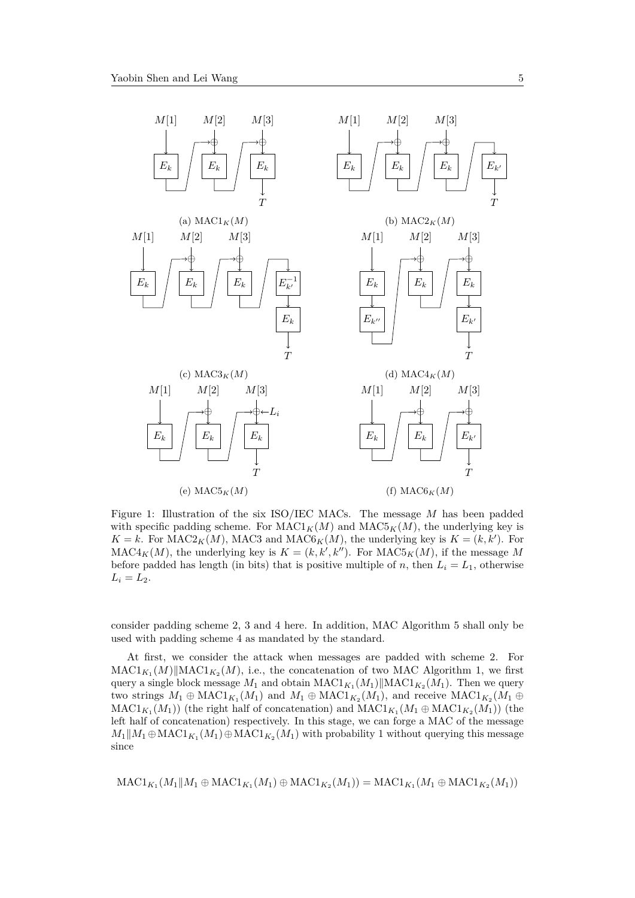Figure 1: Illustration of the six ISO/IEC MACs. The message $M$ has been padded with specific padding scheme. For $\mathrm{MAC1}_K(M)$ and $\mathrm{MAC5}_K(M)$, the underlying key is $K = k$. For $\mathrm{MAC2}_K(M)$, MAC3 and $\mathrm{MAC6}_K(M)$, the underlying key is $K = (k, k')$. For $\mathrm{MAC4}_K(M)$, the underlying key is $K = (k, k', k'')$. For $\mathrm{MAC5}_K(M)$, if the message $M$ before padded has length (in bits) that is positive multiple of $n$, then $L_i = L_1$, otherwise $L_i = L_2$.

consider padding scheme 2, 3 and 4 here. In addition, MAC Algorithm 5 shall only be used with padding scheme 4 as mandated by the standard.

At first, we consider the attack when messages are padded with scheme 2. For $\mathrm{MAC1}_{K_1}(M)\|\mathrm{MAC1}_{K_2}(M)$, i.e., the concatenation of two MAC Algorithm 1, we first query a single block message $M_1$ and obtain $\mathrm{MAC1}_{K_1}(M_1)\|\mathrm{MAC1}_{K_2}(M_1)$. Then we query two strings $M_1 \oplus \mathrm{MAC1}_{K_1}(M_1)$ and $M_1 \oplus \mathrm{MAC1}_{K_2}(M_1)$, and receive $\mathrm{MAC1}_{K_2}(M_1 \oplus \mathrm{MAC1}_{K_1}(M_1))$ (the right half of concatenation) and $\mathrm{MAC1}_{K_1}(M_1 \oplus \mathrm{MAC1}_{K_2}(M_1))$ (the left half of concatenation) respectively. In this stage, we can forge a MAC of the message $M_1\|M_1 \oplus \mathrm{MAC1}_{K_1}(M_1) \oplus \mathrm{MAC1}_{K_2}(M_1)$ with probability 1 without querying this message since

$$\mathrm{MAC1}_{K_1}(M_1\|M_1 \oplus \mathrm{MAC1}_{K_1}(M_1) \oplus \mathrm{MAC1}_{K_2}(M_1)) = \mathrm{MAC1}_{K_1}(M_1 \oplus \mathrm{MAC1}_{K_2}(M_1))$$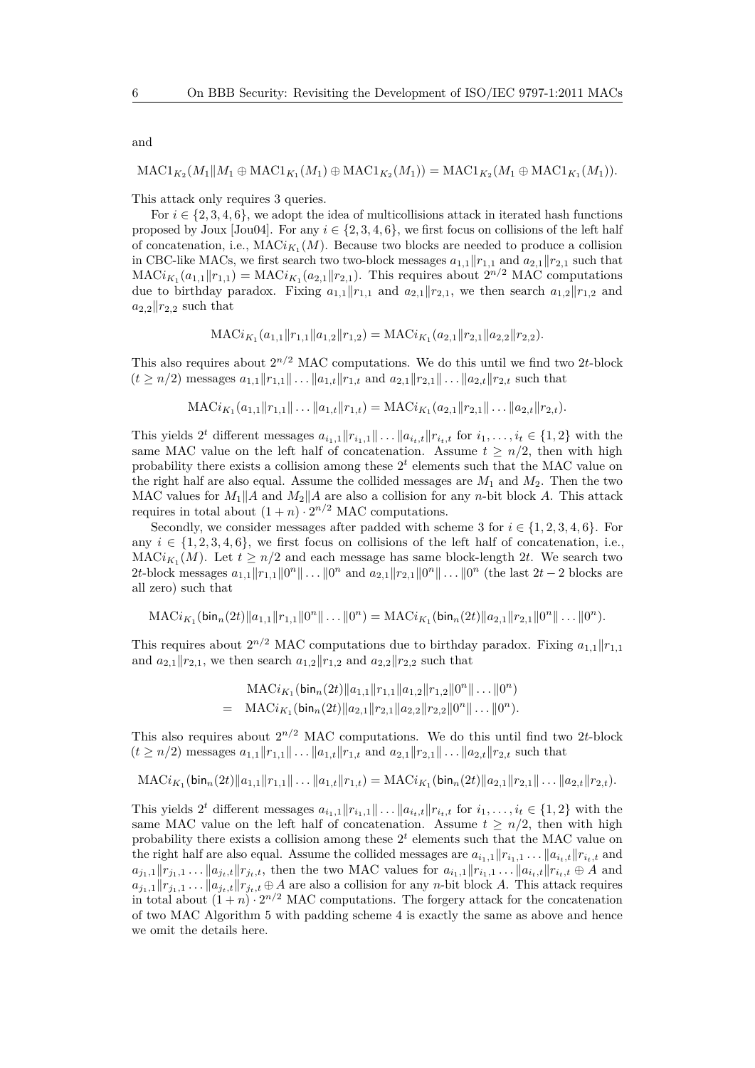and

$$\text{MAC1}_{K_2}(M_1 \| M_1 \oplus \text{MAC1}_{K_1}(M_1) \oplus \text{MAC1}_{K_2}(M_1)) = \text{MAC1}_{K_2}(M_1 \oplus \text{MAC1}_{K_1}(M_1)).$$

This attack only requires 3 queries.

For $i \in \{2,3,4,6\}$, we adopt the idea of multicollisions attack in iterated hash functions proposed by Joux [Jou04]. For any $i \in \{2,3,4,6\}$, we first focus on collisions of the left half of concatenation, i.e., $\text{MAC}i_{K_1}(M)$. Because two blocks are needed to produce a collision in CBC-like MACs, we first search two two-block messages $a_{1,1}\|r_{1,1}$ and $a_{2,1}\|r_{2,1}$ such that $\text{MAC}i_{K_1}(a_{1,1}\|r_{1,1}) = \text{MAC}i_{K_1}(a_{2,1}\|r_{2,1})$. This requires about $2^{n/2}$ MAC computations due to birthday paradox. Fixing $a_{1,1}\|r_{1,1}$ and $a_{2,1}\|r_{2,1}$, we then search $a_{1,2}\|r_{1,2}$ and $a_{2,2}\|r_{2,2}$ such that

$$\text{MAC}i_{K_1}(a_{1,1}\|r_{1,1}\|a_{1,2}\|r_{1,2}) = \text{MAC}i_{K_1}(a_{2,1}\|r_{2,1}\|a_{2,2}\|r_{2,2}).$$

This also requires about $2^{n/2}$ MAC computations. We do this until we find two $2t$-block ($t \geq n/2$) messages $a_{1,1}\|r_{1,1}\|\dots\|a_{1,t}\|r_{1,t}$ and $a_{2,1}\|r_{2,1}\|\dots\|a_{2,t}\|r_{2,t}$ such that

$$\text{MAC}i_{K_1}(a_{1,1}\|r_{1,1}\|\dots\|a_{1,t}\|r_{1,t}) = \text{MAC}i_{K_1}(a_{2,1}\|r_{2,1}\|\dots\|a_{2,t}\|r_{2,t}).$$

This yields $2^t$ different messages $a_{i_1,1}\|r_{i_1,1}\|\dots\|a_{i_t,t}\|r_{i_t,t}$ for $i_1,\dots,i_t \in \{1,2\}$ with the same MAC value on the left half of concatenation. Assume $t \geq n/2$, then with high probability there exists a collision among these $2^t$ elements such that the MAC value on the right half are also equal. Assume the collided messages are $M_1$ and $M_2$. Then the two MAC values for $M_1\|A$ and $M_2\|A$ are also a collision for any $n$-bit block $A$. This attack requires in total about $(1+n)\cdot 2^{n/2}$ MAC computations.

Secondly, we consider messages after padded with scheme 3 for $i \in \{1,2,3,4,6\}$. For any $i \in \{1,2,3,4,6\}$, we first focus on collisions of the left half of concatenation, i.e., $\text{MAC}i_{K_1}(M)$. Let $t \geq n/2$ and each message has same block-length $2t$. We search two $2t$-block messages $a_{1,1}\|r_{1,1}\|0^n\|\dots\|0^n$ and $a_{2,1}\|r_{2,1}\|0^n\|\dots\|0^n$ (the last $2t-2$ blocks are all zero) such that

$$\text{MAC}i_{K_1}(\mathsf{bin}_n(2t)\|a_{1,1}\|r_{1,1}\|0^n\|\dots\|0^n) = \text{MAC}i_{K_1}(\mathsf{bin}_n(2t)\|a_{2,1}\|r_{2,1}\|0^n\|\dots\|0^n).$$

This requires about $2^{n/2}$ MAC computations due to birthday paradox. Fixing $a_{1,1}\|r_{1,1}$ and $a_{2,1}\|r_{2,1}$, we then search $a_{1,2}\|r_{1,2}$ and $a_{2,2}\|r_{2,2}$ such that

$$\begin{aligned} & \text{MAC}i_{K_1}(\mathsf{bin}_n(2t)\|a_{1,1}\|r_{1,1}\|a_{1,2}\|r_{1,2}\|0^n\|\dots\|0^n) \\ = \; & \text{MAC}i_{K_1}(\mathsf{bin}_n(2t)\|a_{2,1}\|r_{2,1}\|a_{2,2}\|r_{2,2}\|0^n\|\dots\|0^n). \end{aligned}$$

This also requires about $2^{n/2}$ MAC computations. We do this until find two $2t$-block ($t \geq n/2$) messages $a_{1,1}\|r_{1,1}\|\dots\|a_{1,t}\|r_{1,t}$ and $a_{2,1}\|r_{2,1}\|\dots\|a_{2,t}\|r_{2,t}$ such that

$$\text{MAC}i_{K_1}(\mathsf{bin}_n(2t)\|a_{1,1}\|r_{1,1}\|\dots\|a_{1,t}\|r_{1,t}) = \text{MAC}i_{K_1}(\mathsf{bin}_n(2t)\|a_{2,1}\|r_{2,1}\|\dots\|a_{2,t}\|r_{2,t}).$$

This yields $2^t$ different messages $a_{i_1,1}\|r_{i_1,1}\|\dots\|a_{i_t,t}\|r_{i_t,t}$ for $i_1,\dots,i_t \in \{1,2\}$ with the same MAC value on the left half of concatenation. Assume $t \geq n/2$, then with high probability there exists a collision among these $2^t$ elements such that the MAC value on the right half are also equal. Assume the collided messages are $a_{i_1,1}\|r_{i_1,1}\dots\|a_{i_t,t}\|r_{i_t,t}$ and $a_{j_1,1}\|r_{j_1,1}\dots\|a_{j_t,t}\|r_{j_t,t}$, then the two MAC values for $a_{i_1,1}\|r_{i_1,1}\dots\|a_{i_t,t}\|r_{i_t,t} \oplus A$ and $a_{j_1,1}\|r_{j_1,1}\dots\|a_{j_t,t}\|r_{j_t,t} \oplus A$ are also a collision for any $n$-bit block $A$. This attack requires in total about $(1+n)\cdot 2^{n/2}$ MAC computations. The forgery attack for the concatenation of two MAC Algorithm 5 with padding scheme 4 is exactly the same as above and hence we omit the details here.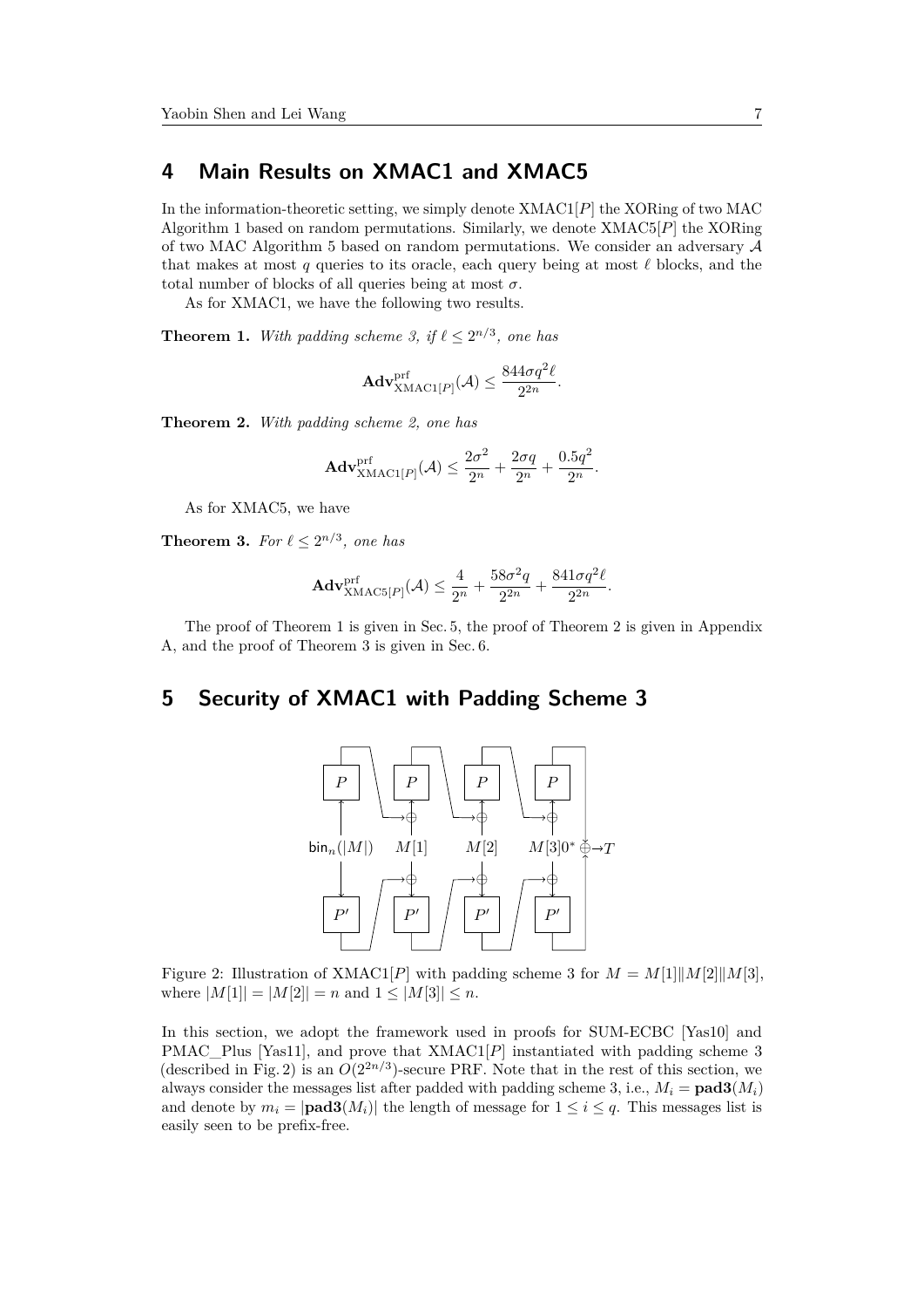## 4 Main Results on XMAC1 and XMAC5

In the information-theoretic setting, we simply denote XMAC1$[P]$ the XORing of two MAC Algorithm 1 based on random permutations. Similarly, we denote XMAC5$[P]$ the XORing of two MAC Algorithm 5 based on random permutations. We consider an adversary $\mathcal{A}$ that makes at most $q$ queries to its oracle, each query being at most $\ell$ blocks, and the total number of blocks of all queries being at most $\sigma$.

As for XMAC1, we have the following two results.

**Theorem 1.** *With padding scheme 3, if $\ell \leq 2^{n/3}$, one has*

$$\mathbf{Adv}^{\mathrm{prf}}_{\mathrm{XMAC1}[P]}(\mathcal{A}) \leq \frac{844\sigma q^2 \ell}{2^{2n}}.$$

**Theorem 2.** *With padding scheme 2, one has*

$$\mathbf{Adv}^{\mathrm{prf}}_{\mathrm{XMAC1}[P]}(\mathcal{A}) \leq \frac{2\sigma^2}{2^n} + \frac{2\sigma q}{2^n} + \frac{0.5q^2}{2^n}.$$

As for XMAC5, we have

**Theorem 3.** *For $\ell \leq 2^{n/3}$, one has*

$$\mathbf{Adv}^{\mathrm{prf}}_{\mathrm{XMAC5}[P]}(\mathcal{A}) \leq \frac{4}{2^n} + \frac{58\sigma^2 q}{2^{2n}} + \frac{841\sigma q^2 \ell}{2^{2n}}.$$

The proof of Theorem 1 is given in Sec. 5, the proof of Theorem 2 is given in Appendix A, and the proof of Theorem 3 is given in Sec. 6.

## 5 Security of XMAC1 with Padding Scheme 3

Figure 2: Illustration of XMAC1$[P]$ with padding scheme 3 for $M = M[1]\|M[2]\|M[3]$, where $|M[1]| = |M[2]| = n$ and $1 \leq |M[3]| \leq n$.

In this section, we adopt the framework used in proofs for SUM-ECBC [Yas10] and PMAC_Plus [Yas11], and prove that XMAC1$[P]$ instantiated with padding scheme 3 (described in Fig. 2) is an $O(2^{2n/3})$-secure PRF. Note that in the rest of this section, we always consider the messages list after padded with padding scheme 3, i.e., $M_i = \mathbf{pad3}(M_i)$ and denote by $m_i = |\mathbf{pad3}(M_i)|$ the length of message for $1 \leq i \leq q$. This messages list is easily seen to be prefix-free.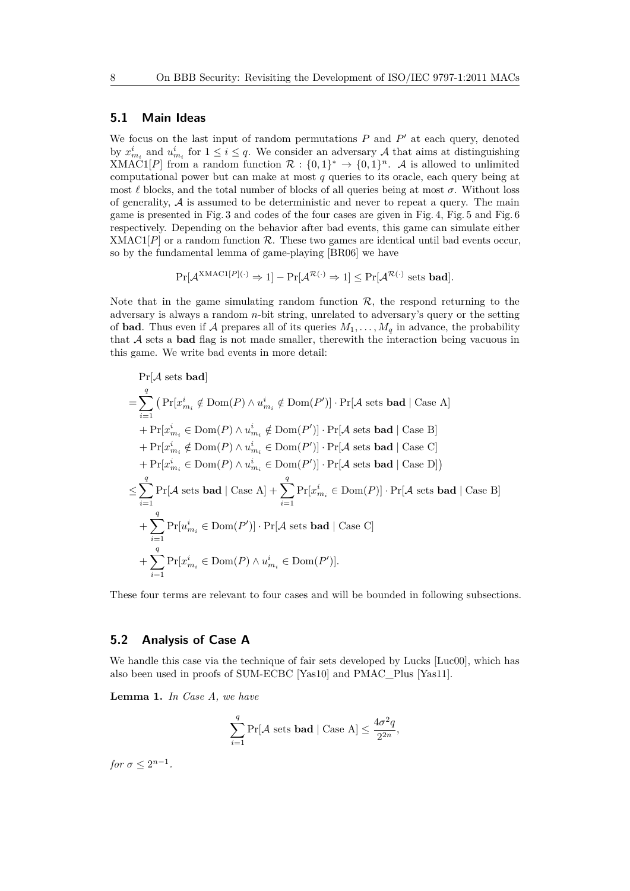## 5.1 Main Ideas

We focus on the last input of random permutations $P$ and $P'$ at each query, denoted by $x^i_{m_i}$ and $u^i_{m_i}$ for $1 \le i \le q$. We consider an adversary $\mathcal{A}$ that aims at distinguishing XMAC1$[P]$ from a random function $\mathcal{R} : \{0,1\}^* \to \{0,1\}^n$. $\mathcal{A}$ is allowed to unlimited computational power but can make at most $q$ queries to its oracle, each query being at most $\ell$ blocks, and the total number of blocks of all queries being at most $\sigma$. Without loss of generality, $\mathcal{A}$ is assumed to be deterministic and never to repeat a query. The main game is presented in Fig. 3 and codes of the four cases are given in Fig. 4, Fig. 5 and Fig. 6 respectively. Depending on the behavior after bad events, this game can simulate either XMAC1$[P]$ or a random function $\mathcal{R}$. These two games are identical until bad events occur, so by the fundamental lemma of game-playing [BR06] we have

$$\Pr[\mathcal{A}^{\text{XMAC1}[P](\cdot)} \Rightarrow 1] - \Pr[\mathcal{A}^{\mathcal{R}(\cdot)} \Rightarrow 1] \le \Pr[\mathcal{A}^{\mathcal{R}(\cdot)} \text{ sets } \textbf{bad}].$$

Note that in the game simulating random function $\mathcal{R}$, the respond returning to the adversary is always a random $n$-bit string, unrelated to adversary's query or the setting of **bad**. Thus even if $\mathcal{A}$ prepares all of its queries $M_1, \ldots, M_q$ in advance, the probability that $\mathcal{A}$ sets a **bad** flag is not made smaller, therewith the interaction being vacuous in this game. We write bad events in more detail:

$$\begin{aligned}
&\Pr[\mathcal{A} \text{ sets } \textbf{bad}] \\
=&\sum_{i=1}^{q} \big( \Pr[x^i_{m_i} \notin \mathrm{Dom}(P) \wedge u^i_{m_i} \notin \mathrm{Dom}(P')] \cdot \Pr[\mathcal{A} \text{ sets } \textbf{bad} \mid \text{Case A}] \\
&+ \Pr[x^i_{m_i} \in \mathrm{Dom}(P) \wedge u^i_{m_i} \notin \mathrm{Dom}(P')] \cdot \Pr[\mathcal{A} \text{ sets } \textbf{bad} \mid \text{Case B}] \\
&+ \Pr[x^i_{m_i} \notin \mathrm{Dom}(P) \wedge u^i_{m_i} \in \mathrm{Dom}(P')] \cdot \Pr[\mathcal{A} \text{ sets } \textbf{bad} \mid \text{Case C}] \\
&+ \Pr[x^i_{m_i} \in \mathrm{Dom}(P) \wedge u^i_{m_i} \in \mathrm{Dom}(P')] \cdot \Pr[\mathcal{A} \text{ sets } \textbf{bad} \mid \text{Case D}] \big) \\
\le&\sum_{i=1}^{q} \Pr[\mathcal{A} \text{ sets } \textbf{bad} \mid \text{Case A}] + \sum_{i=1}^{q} \Pr[x^i_{m_i} \in \mathrm{Dom}(P)] \cdot \Pr[\mathcal{A} \text{ sets } \textbf{bad} \mid \text{Case B}] \\
&+ \sum_{i=1}^{q} \Pr[u^i_{m_i} \in \mathrm{Dom}(P')] \cdot \Pr[\mathcal{A} \text{ sets } \textbf{bad} \mid \text{Case C}] \\
&+ \sum_{i=1}^{q} \Pr[x^i_{m_i} \in \mathrm{Dom}(P) \wedge u^i_{m_i} \in \mathrm{Dom}(P')].
\end{aligned}$$

These four terms are relevant to four cases and will be bounded in following subsections.

## 5.2 Analysis of Case A

We handle this case via the technique of fair sets developed by Lucks [Luc00], which has also been used in proofs of SUM-ECBC [Yas10] and PMAC_Plus [Yas11].

**Lemma 1.** *In Case A, we have*

$$\sum_{i=1}^{q} \Pr[\mathcal{A} \text{ sets } \textbf{bad} \mid \text{Case A}] \le \frac{4\sigma^2 q}{2^{2n}},$$

*for* $\sigma \le 2^{n-1}$.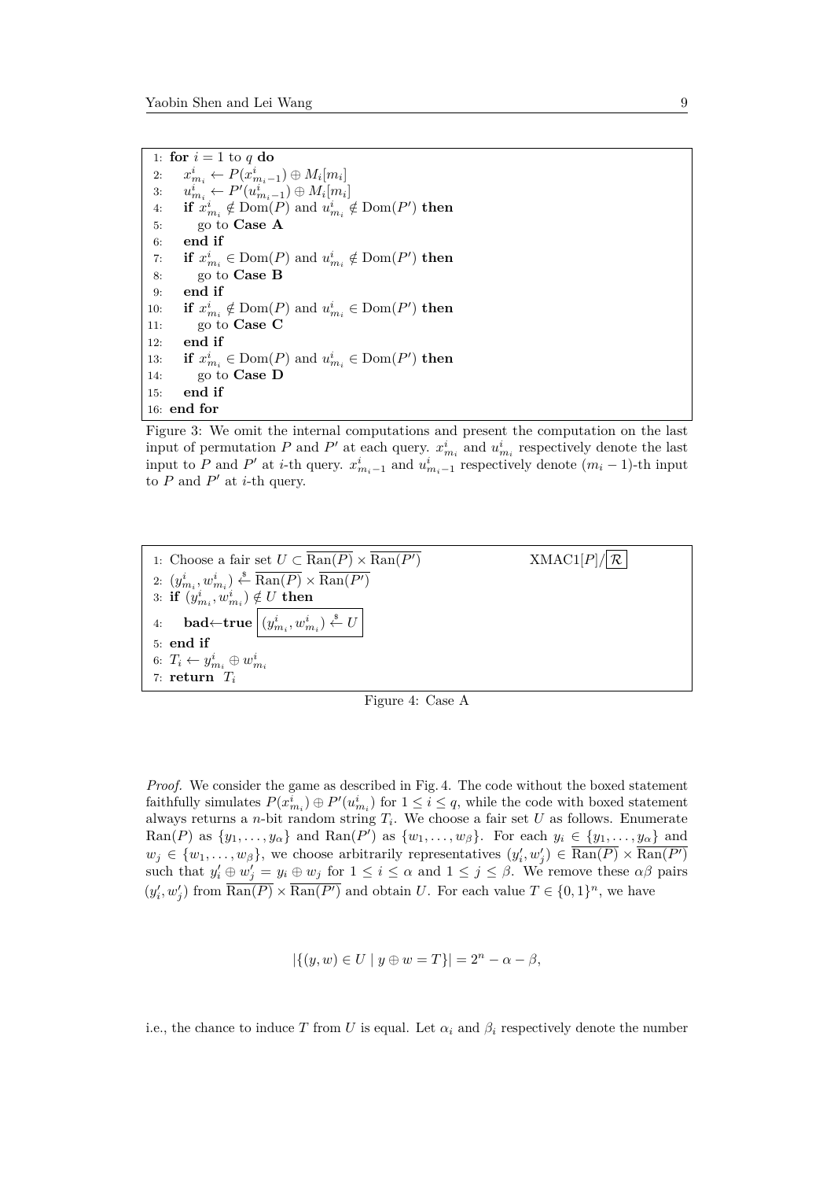```
1:  for i = 1 to q do
2:      x^i_{m_i} ← P(x^i_{m_i−1}) ⊕ M_i[m_i]
3:      u^i_{m_i} ← P′(u^i_{m_i−1}) ⊕ M_i[m_i]
4:      if x^i_{m_i} ∉ Dom(P) and u^i_{m_i} ∉ Dom(P′) then
5:          go to Case A
6:      end if
7:      if x^i_{m_i} ∈ Dom(P) and u^i_{m_i} ∉ Dom(P′) then
8:          go to Case B
9:      end if
10:     if x^i_{m_i} ∉ Dom(P) and u^i_{m_i} ∈ Dom(P′) then
11:         go to Case C
12:     end if
13:     if x^i_{m_i} ∈ Dom(P) and u^i_{m_i} ∈ Dom(P′) then
14:         go to Case D
15:     end if
16: end for
```

Figure 3: We omit the internal computations and present the computation on the last input of permutation $P$ and $P'$ at each query. $x^i_{m_i}$ and $u^i_{m_i}$ respectively denote the last input to $P$ and $P'$ at $i$-th query. $x^i_{m_i-1}$ and $u^i_{m_i-1}$ respectively denote $(m_i-1)$-th input to $P$ and $P'$ at $i$-th query.

```
XMAC1[P]/[R]
1: Choose a fair set U ⊂ \overline{Ran(P)} × \overline{Ran(P′)}
2: (y^i_{m_i}, w^i_{m_i}) ←$ \overline{Ran(P)} × \overline{Ran(P′)}
3: if (y^i_{m_i}, w^i_{m_i}) ∉ U then
4:     bad←true  [ (y^i_{m_i}, w^i_{m_i}) ←$ U ]
5: end if
6: T_i ← y^i_{m_i} ⊕ w^i_{m_i}
7: return T_i
```

Figure 4: Case A

*Proof.* We consider the game as described in Fig. 4. The code without the boxed statement faithfully simulates $P(x^i_{m_i}) \oplus P'(u^i_{m_i})$ for $1 \le i \le q$, while the code with boxed statement always returns a $n$-bit random string $T_i$. We choose a fair set $U$ as follows. Enumerate $\mathrm{Ran}(P)$ as $\{y_1, \ldots, y_\alpha\}$ and $\mathrm{Ran}(P')$ as $\{w_1, \ldots, w_\beta\}$. For each $y_i \in \{y_1, \ldots, y_\alpha\}$ and $w_j \in \{w_1, \ldots, w_\beta\}$, we choose arbitrarily representatives $(y'_i, w'_j) \in \overline{\mathrm{Ran}(P)} \times \overline{\mathrm{Ran}(P')}$ such that $y'_i \oplus w'_j = y_i \oplus w_j$ for $1 \le i \le \alpha$ and $1 \le j \le \beta$. We remove these $\alpha\beta$ pairs $(y'_i, w'_j)$ from $\overline{\mathrm{Ran}(P)} \times \overline{\mathrm{Ran}(P')}$ and obtain $U$. For each value $T \in \{0,1\}^n$, we have

$$|\{(y, w) \in U \mid y \oplus w = T\}| = 2^n - \alpha - \beta,$$

i.e., the chance to induce $T$ from $U$ is equal. Let $\alpha_i$ and $\beta_i$ respectively denote the number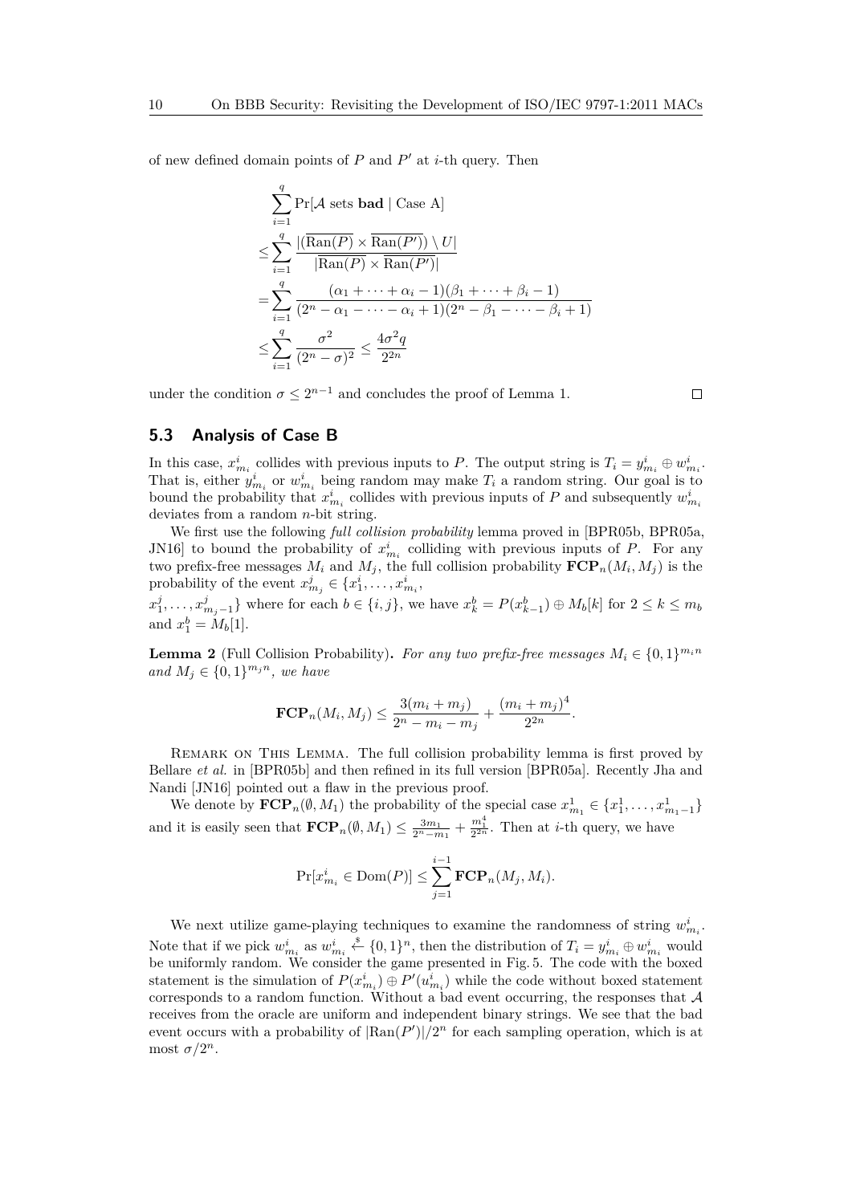of new defined domain points of $P$ and $P'$ at $i$-th query. Then

$$
\begin{aligned}
&\sum_{i=1}^{q} \Pr[\mathcal{A} \text{ sets } \mathbf{bad} \mid \text{Case A}] \\
\leq &\sum_{i=1}^{q} \frac{|(\overline{\text{Ran}(P)} \times \overline{\text{Ran}(P')}) \setminus U|}{|\overline{\text{Ran}(P)} \times \overline{\text{Ran}(P')}|} \\
= &\sum_{i=1}^{q} \frac{(\alpha_1 + \cdots + \alpha_i - 1)(\beta_1 + \cdots + \beta_i - 1)}{(2^n - \alpha_1 - \cdots - \alpha_i + 1)(2^n - \beta_1 - \cdots - \beta_i + 1)} \\
\leq &\sum_{i=1}^{q} \frac{\sigma^2}{(2^n - \sigma)^2} \leq \frac{4\sigma^2 q}{2^{2n}}
\end{aligned}
$$

under the condition $\sigma \leq 2^{n-1}$ and concludes the proof of Lemma 1. □

### 5.3 Analysis of Case B

In this case, $x^i_{m_i}$ collides with previous inputs to $P$. The output string is $T_i = y^i_{m_i} \oplus w^i_{m_i}$. That is, either $y^i_{m_i}$ or $w^i_{m_i}$ being random may make $T_i$ a random string. Our goal is to bound the probability that $x^i_{m_i}$ collides with previous inputs of $P$ and subsequently $w^i_{m_i}$ deviates from a random $n$-bit string.

We first use the following *full collision probability* lemma proved in [BPR05b, BPR05a, JN16] to bound the probability of $x^i_{m_i}$ colliding with previous inputs of $P$. For any two prefix-free messages $M_i$ and $M_j$, the full collision probability $\mathbf{FCP}_n(M_i, M_j)$ is the probability of the event $x^j_{m_j} \in \{x^i_1, \ldots, x^i_{m_i}, x^j_1, \ldots, x^j_{m_j - 1}\}$ where for each $b \in \{i, j\}$, we have $x^b_k = P(x^b_{k-1}) \oplus M_b[k]$ for $2 \leq k \leq m_b$ and $x^b_1 = M_b[1]$.

**Lemma 2** (Full Collision Probability)**.** *For any two prefix-free messages $M_i \in \{0,1\}^{m_i n}$ and $M_j \in \{0,1\}^{m_j n}$, we have*

$$
\mathbf{FCP}_n(M_i, M_j) \leq \frac{3(m_i + m_j)}{2^n - m_i - m_j} + \frac{(m_i + m_j)^4}{2^{2n}}.
$$

Remark on This Lemma. The full collision probability lemma is first proved by Bellare *et al.* in [BPR05b] and then refined in its full version [BPR05a]. Recently Jha and Nandi [JN16] pointed out a flaw in the previous proof.

We denote by $\mathbf{FCP}_n(\emptyset, M_1)$ the probability of the special case $x^1_{m_1} \in \{x^1_1, \ldots, x^1_{m_1 - 1}\}$ and it is easily seen that $\mathbf{FCP}_n(\emptyset, M_1) \leq \frac{3m_1}{2^n - m_1} + \frac{m_1^4}{2^{2n}}$. Then at $i$-th query, we have

$$
\Pr[x^i_{m_i} \in \text{Dom}(P)] \leq \sum_{j=1}^{i-1} \mathbf{FCP}_n(M_j, M_i).
$$

We next utilize game-playing techniques to examine the randomness of string $w^i_{m_i}$. Note that if we pick $w^i_{m_i}$ as $w^i_{m_i} \xleftarrow{\$} \{0,1\}^n$, then the distribution of $T_i = y^i_{m_i} \oplus w^i_{m_i}$ would be uniformly random. We consider the game presented in Fig. 5. The code with the boxed statement is the simulation of $P(x^i_{m_i}) \oplus P'(u^i_{m_i})$ while the code without boxed statement corresponds to a random function. Without a bad event occurring, the responses that $\mathcal{A}$ receives from the oracle are uniform and independent binary strings. We see that the bad event occurs with a probability of $|\text{Ran}(P')|/2^n$ for each sampling operation, which is at most $\sigma/2^n$.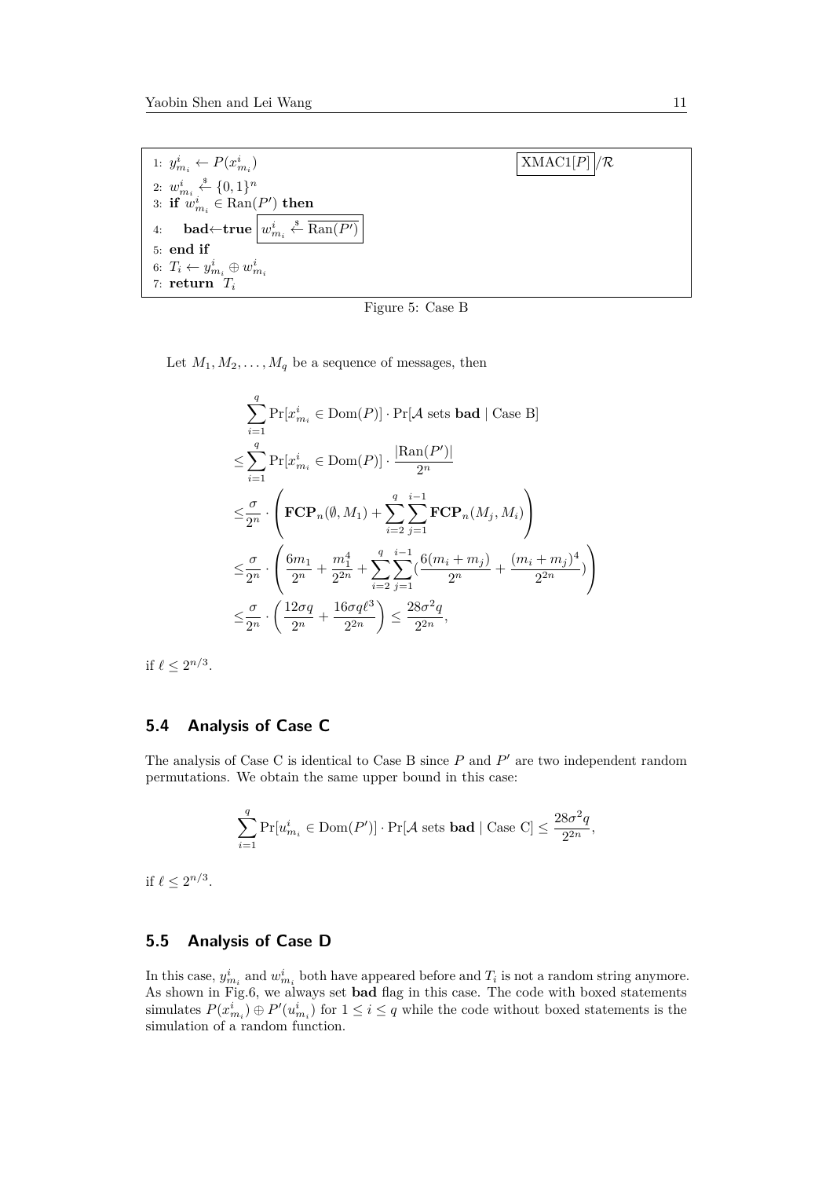```
1: y^i_{m_i} ← P(x^i_{m_i})                                   [XMAC1[P]] /R
2: w^i_{m_i} ←$ {0,1}^n
3: if w^i_{m_i} ∈ Ran(P') then
4:     bad←true [ w^i_{m_i} ←$ \overline{Ran(P')} ]
5: end if
6: T_i ← y^i_{m_i} ⊕ w^i_{m_i}
7: return T_i
```

Figure 5: Case B

Let $M_1, M_2, \ldots, M_q$ be a sequence of messages, then

$$
\begin{aligned}
&\sum_{i=1}^{q} \Pr[x^i_{m_i} \in \mathrm{Dom}(P)] \cdot \Pr[\mathcal{A} \text{ sets } \textbf{bad} \mid \text{Case B}] \\
\leq &\sum_{i=1}^{q} \Pr[x^i_{m_i} \in \mathrm{Dom}(P)] \cdot \frac{|\mathrm{Ran}(P')|}{2^n} \\
\leq &\frac{\sigma}{2^n} \cdot \left( \mathbf{FCP}_n(\emptyset, M_1) + \sum_{i=2}^{q} \sum_{j=1}^{i-1} \mathbf{FCP}_n(M_j, M_i) \right) \\
\leq &\frac{\sigma}{2^n} \cdot \left( \frac{6m_1}{2^n} + \frac{m_1^4}{2^{2n}} + \sum_{i=2}^{q} \sum_{j=1}^{i-1} \left( \frac{6(m_i + m_j)}{2^n} + \frac{(m_i + m_j)^4}{2^{2n}} \right) \right) \\
\leq &\frac{\sigma}{2^n} \cdot \left( \frac{12\sigma q}{2^n} + \frac{16\sigma q \ell^3}{2^{2n}} \right) \leq \frac{28\sigma^2 q}{2^{2n}},
\end{aligned}
$$

if $\ell \leq 2^{n/3}$.

## 5.4 Analysis of Case C

The analysis of Case C is identical to Case B since $P$ and $P'$ are two independent random permutations. We obtain the same upper bound in this case:

$$
\sum_{i=1}^{q} \Pr[u^i_{m_i} \in \mathrm{Dom}(P')] \cdot \Pr[\mathcal{A} \text{ sets } \textbf{bad} \mid \text{Case C}] \leq \frac{28\sigma^2 q}{2^{2n}},
$$

if $\ell \leq 2^{n/3}$.

## 5.5 Analysis of Case D

In this case, $y^i_{m_i}$ and $w^i_{m_i}$ both have appeared before and $T_i$ is not a random string anymore. As shown in Fig.6, we always set **bad** flag in this case. The code with boxed statements simulates $P(x^i_{m_i}) \oplus P'(u^i_{m_i})$ for $1 \leq i \leq q$ while the code without boxed statements is the simulation of a random function.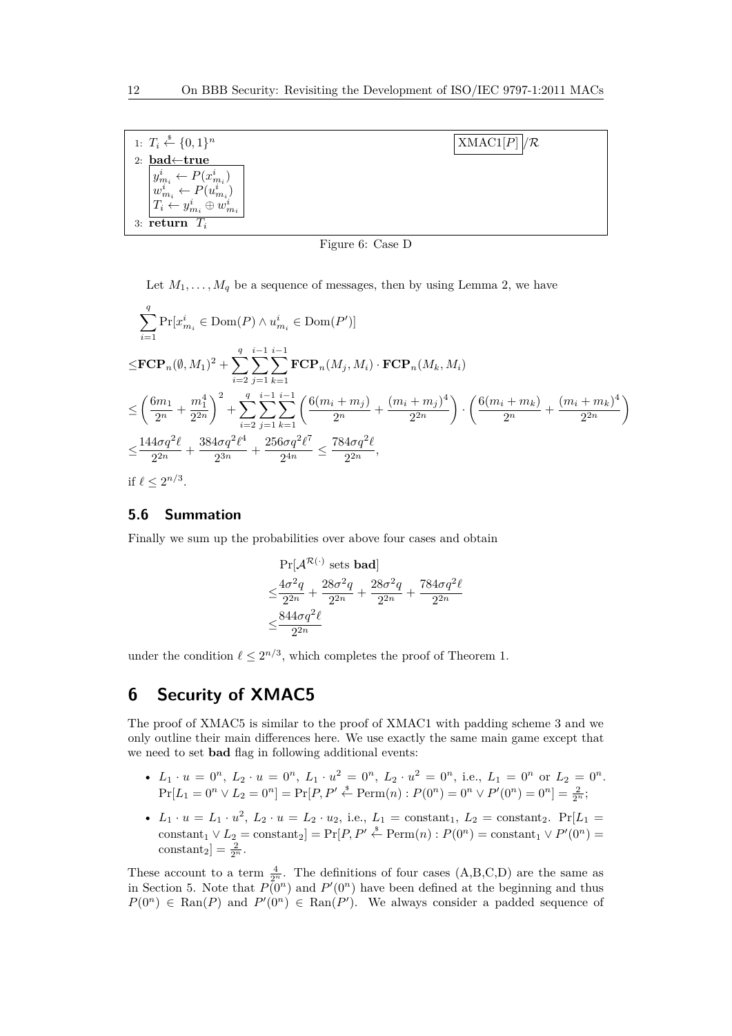```
1: T_i ←$ {0,1}^n                                    XMAC1[P] /R
2: bad←true
   y^i_{m_i} ← P(x^i_{m_i})
   w^i_{m_i} ← P(u^i_{m_i})
   T_i ← y^i_{m_i} ⊕ w^i_{m_i}
3: return T_i
```

Figure 6: Case D

Let $M_1, \ldots, M_q$ be a sequence of messages, then by using Lemma 2, we have

$$
\begin{aligned}
&\sum_{i=1}^{q} \Pr[x^i_{m_i} \in \mathrm{Dom}(P) \wedge u^i_{m_i} \in \mathrm{Dom}(P')] \\
\leq &\mathbf{FCP}_n(\emptyset, M_1)^2 + \sum_{i=2}^{q} \sum_{j=1}^{i-1} \sum_{k=1}^{i-1} \mathbf{FCP}_n(M_j, M_i) \cdot \mathbf{FCP}_n(M_k, M_i) \\
\leq &\left(\frac{6m_1}{2^n} + \frac{m_1^4}{2^{2n}}\right)^2 + \sum_{i=2}^{q} \sum_{j=1}^{i-1} \sum_{k=1}^{i-1} \left(\frac{6(m_i+m_j)}{2^n} + \frac{(m_i+m_j)^4}{2^{2n}}\right) \cdot \left(\frac{6(m_i+m_k)}{2^n} + \frac{(m_i+m_k)^4}{2^{2n}}\right) \\
\leq &\frac{144\sigma q^2 \ell}{2^{2n}} + \frac{384\sigma q^2 \ell^4}{2^{3n}} + \frac{256\sigma q^2 \ell^7}{2^{4n}} \leq \frac{784\sigma q^2 \ell}{2^{2n}},
\end{aligned}
$$

if $\ell \leq 2^{n/3}$.

### 5.6 Summation

Finally we sum up the probabilities over above four cases and obtain

$$
\begin{aligned}
&\Pr[\mathcal{A}^{\mathcal{R}(\cdot)} \text{ sets } \mathbf{bad}] \\
\leq &\frac{4\sigma^2 q}{2^{2n}} + \frac{28\sigma^2 q}{2^{2n}} + \frac{28\sigma^2 q}{2^{2n}} + \frac{784\sigma q^2 \ell}{2^{2n}} \\
\leq &\frac{844\sigma q^2 \ell}{2^{2n}}
\end{aligned}
$$

under the condition $\ell \leq 2^{n/3}$, which completes the proof of Theorem 1.

## 6 Security of XMAC5

The proof of XMAC5 is similar to the proof of XMAC1 with padding scheme 3 and we only outline their main differences here. We use exactly the same main game except that we need to set **bad** flag in following additional events:

- $L_1 \cdot u = 0^n$, $L_2 \cdot u = 0^n$, $L_1 \cdot u^2 = 0^n$, $L_2 \cdot u^2 = 0^n$, i.e., $L_1 = 0^n$ or $L_2 = 0^n$. $\Pr[L_1 = 0^n \vee L_2 = 0^n] = \Pr[P, P' \xleftarrow{\$} \mathrm{Perm}(n) : P(0^n) = 0^n \vee P'(0^n) = 0^n] = \frac{2}{2^n}$;
- $L_1 \cdot u = L_1 \cdot u^2$, $L_2 \cdot u = L_2 \cdot u_2$, i.e., $L_1 = \text{constant}_1$, $L_2 = \text{constant}_2$. $\Pr[L_1 = \text{constant}_1 \vee L_2 = \text{constant}_2] = \Pr[P, P' \xleftarrow{\$} \mathrm{Perm}(n) : P(0^n) = \text{constant}_1 \vee P'(0^n) = \text{constant}_2] = \frac{2}{2^n}$.

These account to a term $\frac{4}{2^n}$. The definitions of four cases (A,B,C,D) are the same as in Section 5. Note that $P(0^n)$ and $P'(0^n)$ have been defined at the beginning and thus $P(0^n) \in \mathrm{Ran}(P)$ and $P'(0^n) \in \mathrm{Ran}(P')$. We always consider a padded sequence of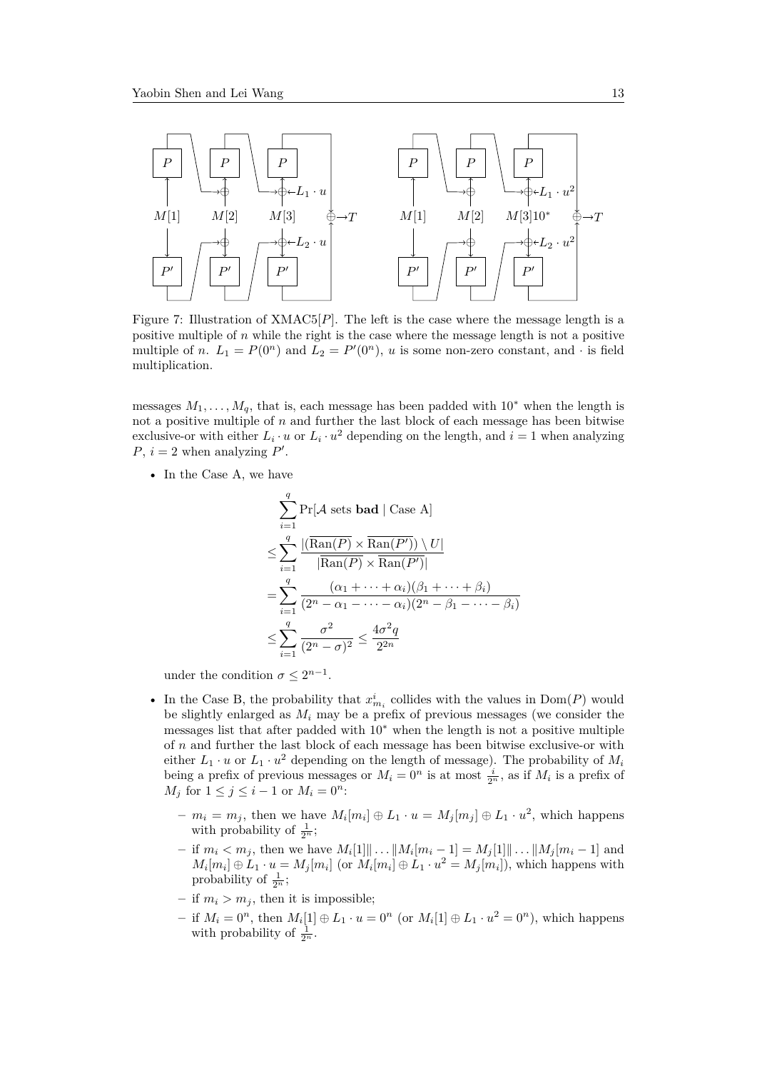Figure 7: Illustration of XMAC5[$P$]. The left is the case where the message length is a positive multiple of $n$ while the right is the case where the message length is not a positive multiple of $n$. $L_1 = P(0^n)$ and $L_2 = P'(0^n)$, $u$ is some non-zero constant, and $\cdot$ is field multiplication.

messages $M_1, \ldots, M_q$, that is, each message has been padded with $10^*$ when the length is not a positive multiple of $n$ and further the last block of each message has been bitwise exclusive-or with either $L_i \cdot u$ or $L_i \cdot u^2$ depending on the length, and $i = 1$ when analyzing $P$, $i = 2$ when analyzing $P'$.

- In the Case A, we have

$$
\begin{aligned}
&\sum_{i=1}^{q} \Pr[\mathcal{A} \text{ sets } \textbf{bad} \mid \text{Case A}] \\
\leq &\sum_{i=1}^{q} \frac{|(\overline{\text{Ran}(P)} \times \overline{\text{Ran}(P')}) \setminus U|}{|\overline{\text{Ran}(P)} \times \overline{\text{Ran}(P')}|} \\
= &\sum_{i=1}^{q} \frac{(\alpha_1 + \cdots + \alpha_i)(\beta_1 + \cdots + \beta_i)}{(2^n - \alpha_1 - \cdots - \alpha_i)(2^n - \beta_1 - \cdots - \beta_i)} \\
\leq &\sum_{i=1}^{q} \frac{\sigma^2}{(2^n - \sigma)^2} \leq \frac{4\sigma^2 q}{2^{2n}}
\end{aligned}
$$

under the condition $\sigma \leq 2^{n-1}$.

- In the Case B, the probability that $x^i_{m_i}$ collides with the values in $\text{Dom}(P)$ would be slightly enlarged as $M_i$ may be a prefix of previous messages (we consider the messages list that after padded with $10^*$ when the length is not a positive multiple of $n$ and further the last block of each message has been bitwise exclusive-or with either $L_1 \cdot u$ or $L_1 \cdot u^2$ depending on the length of message). The probability of $M_i$ being a prefix of previous messages or $M_i = 0^n$ is at most $\frac{i}{2^n}$, as if $M_i$ is a prefix of $M_j$ for $1 \leq j \leq i - 1$ or $M_i = 0^n$:
  - $m_i = m_j$, then we have $M_i[m_i] \oplus L_1 \cdot u = M_j[m_j] \oplus L_1 \cdot u^2$, which happens with probability of $\frac{1}{2^n}$;
  - if $m_i < m_j$, then we have $M_i[1] \| \ldots \| M_i[m_i - 1] = M_j[1] \| \ldots \| M_j[m_i - 1]$ and $M_i[m_i] \oplus L_1 \cdot u = M_j[m_i]$ (or $M_i[m_i] \oplus L_1 \cdot u^2 = M_j[m_i]$), which happens with probability of $\frac{1}{2^n}$;
  - if $m_i > m_j$, then it is impossible;
  - if $M_i = 0^n$, then $M_i[1] \oplus L_1 \cdot u = 0^n$ (or $M_i[1] \oplus L_1 \cdot u^2 = 0^n$), which happens with probability of $\frac{1}{2^n}$.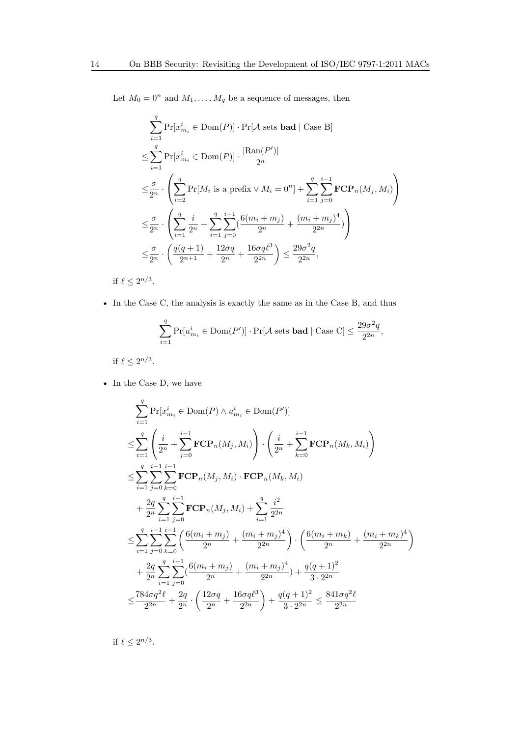Let $M_0 = 0^n$ and $M_1, \ldots, M_q$ be a sequence of messages, then

$$
\begin{aligned}
&\sum_{i=1}^{q} \Pr[x^i_{m_i} \in \mathrm{Dom}(P)] \cdot \Pr[\mathcal{A} \text{ sets } \mathbf{bad} \mid \text{Case B}] \\
\leq& \sum_{i=1}^{q} \Pr[x^i_{m_i} \in \mathrm{Dom}(P)] \cdot \frac{|\mathrm{Ran}(P')|}{2^n} \\
\leq& \frac{\sigma}{2^n} \cdot \left( \sum_{i=2}^{q} \Pr[M_i \text{ is a prefix} \vee M_i = 0^n] + \sum_{i=1}^{q} \sum_{j=0}^{i-1} \mathbf{FCP}_n(M_j, M_i) \right) \\
\leq& \frac{\sigma}{2^n} \cdot \left( \sum_{i=1}^{q} \frac{i}{2^n} + \sum_{i=1}^{q} \sum_{j=0}^{i-1} (\frac{6(m_i + m_j)}{2^n} + \frac{(m_i + m_j)^4}{2^{2n}}) \right) \\
\leq& \frac{\sigma}{2^n} \cdot \left( \frac{q(q+1)}{2^{n+1}} + \frac{12\sigma q}{2^n} + \frac{16\sigma q \ell^3}{2^{2n}} \right) \leq \frac{29\sigma^2 q}{2^{2n}},
\end{aligned}
$$

if $\ell \leq 2^{n/3}$.

- In the Case C, the analysis is exactly the same as in the Case B, and thus

$$
\sum_{i=1}^{q} \Pr[u^i_{m_i} \in \mathrm{Dom}(P')] \cdot \Pr[\mathcal{A} \text{ sets } \mathbf{bad} \mid \text{Case C}] \leq \frac{29\sigma^2 q}{2^{2n}},
$$

if $\ell \leq 2^{n/3}$.

- In the Case D, we have

$$
\begin{aligned}
&\sum_{i=1}^{q} \Pr[x^i_{m_i} \in \mathrm{Dom}(P) \wedge u^i_{m_i} \in \mathrm{Dom}(P')] \\
\leq& \sum_{i=1}^{q} \left( \frac{i}{2^n} + \sum_{j=0}^{i-1} \mathbf{FCP}_n(M_j, M_i) \right) \cdot \left( \frac{i}{2^n} + \sum_{k=0}^{i-1} \mathbf{FCP}_n(M_k, M_i) \right) \\
\leq& \sum_{i=1}^{q} \sum_{j=0}^{i-1} \sum_{k=0}^{i-1} \mathbf{FCP}_n(M_j, M_i) \cdot \mathbf{FCP}_n(M_k, M_i) \\
&+ \frac{2q}{2^n} \sum_{i=1}^{q} \sum_{j=0}^{i-1} \mathbf{FCP}_n(M_j, M_i) + \sum_{i=1}^{q} \frac{i^2}{2^{2n}} \\
\leq& \sum_{i=1}^{q} \sum_{j=0}^{i-1} \sum_{k=0}^{i-1} \left( \frac{6(m_i + m_j)}{2^n} + \frac{(m_i + m_j)^4}{2^{2n}} \right) \cdot \left( \frac{6(m_i + m_k)}{2^n} + \frac{(m_i + m_k)^4}{2^{2n}} \right) \\
&+ \frac{2q}{2^n} \sum_{i=1}^{q} \sum_{j=0}^{i-1} (\frac{6(m_i + m_j)}{2^n} + \frac{(m_i + m_j)^4}{2^{2n}}) + \frac{q(q+1)^2}{3 \cdot 2^{2n}} \\
\leq& \frac{784\sigma q^2 \ell}{2^{2n}} + \frac{2q}{2^n} \cdot \left( \frac{12\sigma q}{2^n} + \frac{16\sigma q \ell^3}{2^{2n}} \right) + \frac{q(q+1)^2}{3 \cdot 2^{2n}} \leq \frac{841\sigma q^2 \ell}{2^{2n}}
\end{aligned}
$$

if $\ell \leq 2^{n/3}$.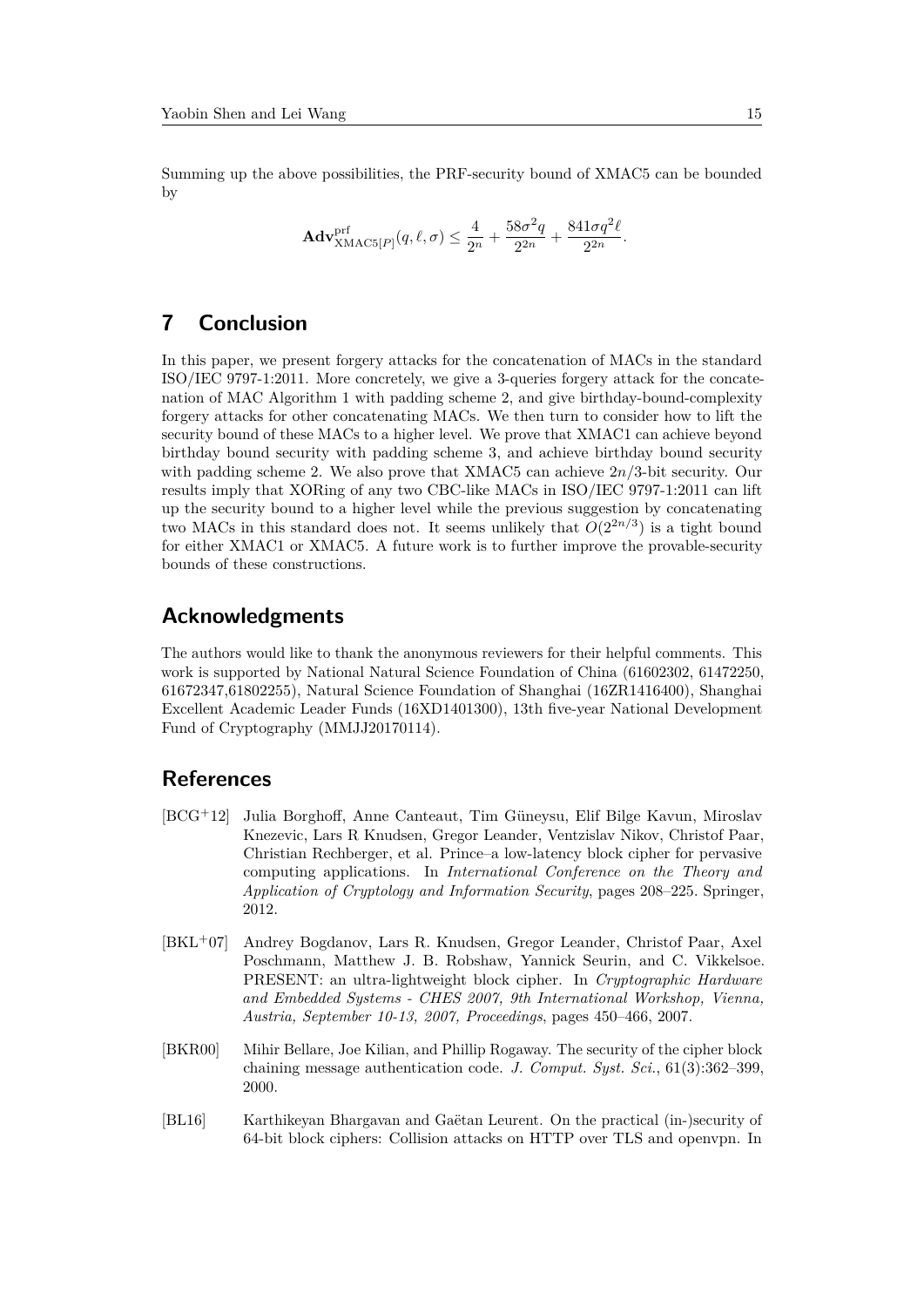Summing up the above possibilities, the PRF-security bound of XMAC5 can be bounded by

$$\mathbf{Adv}^{\mathrm{prf}}_{\mathrm{XMAC5}[P]}(q, \ell, \sigma) \leq \frac{4}{2^n} + \frac{58\sigma^2 q}{2^{2n}} + \frac{841\sigma q^2 \ell}{2^{2n}}.$$

# 7 Conclusion

In this paper, we present forgery attacks for the concatenation of MACs in the standard ISO/IEC 9797-1:2011. More concretely, we give a 3-queries forgery attack for the concatenation of MAC Algorithm 1 with padding scheme 2, and give birthday-bound-complexity forgery attacks for other concatenating MACs. We then turn to consider how to lift the security bound of these MACs to a higher level. We prove that XMAC1 can achieve beyond birthday bound security with padding scheme 3, and achieve birthday bound security with padding scheme 2. We also prove that XMAC5 can achieve $2n/3$-bit security. Our results imply that XORing of any two CBC-like MACs in ISO/IEC 9797-1:2011 can lift up the security bound to a higher level while the previous suggestion by concatenating two MACs in this standard does not. It seems unlikely that $O(2^{2n/3})$ is a tight bound for either XMAC1 or XMAC5. A future work is to further improve the provable-security bounds of these constructions.

# Acknowledgments

The authors would like to thank the anonymous reviewers for their helpful comments. This work is supported by National Natural Science Foundation of China (61602302, 61472250, 61672347,61802255), Natural Science Foundation of Shanghai (16ZR1416400), Shanghai Excellent Academic Leader Funds (16XD1401300), 13th five-year National Development Fund of Cryptography (MMJJ20170114).

# References

[BCG+12] Julia Borghoff, Anne Canteaut, Tim Güneysu, Elif Bilge Kavun, Miroslav Knezevic, Lars R Knudsen, Gregor Leander, Ventzislav Nikov, Christof Paar, Christian Rechberger, et al. Prince–a low-latency block cipher for pervasive computing applications. In *International Conference on the Theory and Application of Cryptology and Information Security*, pages 208–225. Springer, 2012.

[BKL+07] Andrey Bogdanov, Lars R. Knudsen, Gregor Leander, Christof Paar, Axel Poschmann, Matthew J. B. Robshaw, Yannick Seurin, and C. Vikkelsoe. PRESENT: an ultra-lightweight block cipher. In *Cryptographic Hardware and Embedded Systems - CHES 2007, 9th International Workshop, Vienna, Austria, September 10-13, 2007, Proceedings*, pages 450–466, 2007.

[BKR00] Mihir Bellare, Joe Kilian, and Phillip Rogaway. The security of the cipher block chaining message authentication code. *J. Comput. Syst. Sci.*, 61(3):362–399, 2000.

[BL16] Karthikeyan Bhargavan and Gaëtan Leurent. On the practical (in-)security of 64-bit block ciphers: Collision attacks on HTTP over TLS and openvpn. In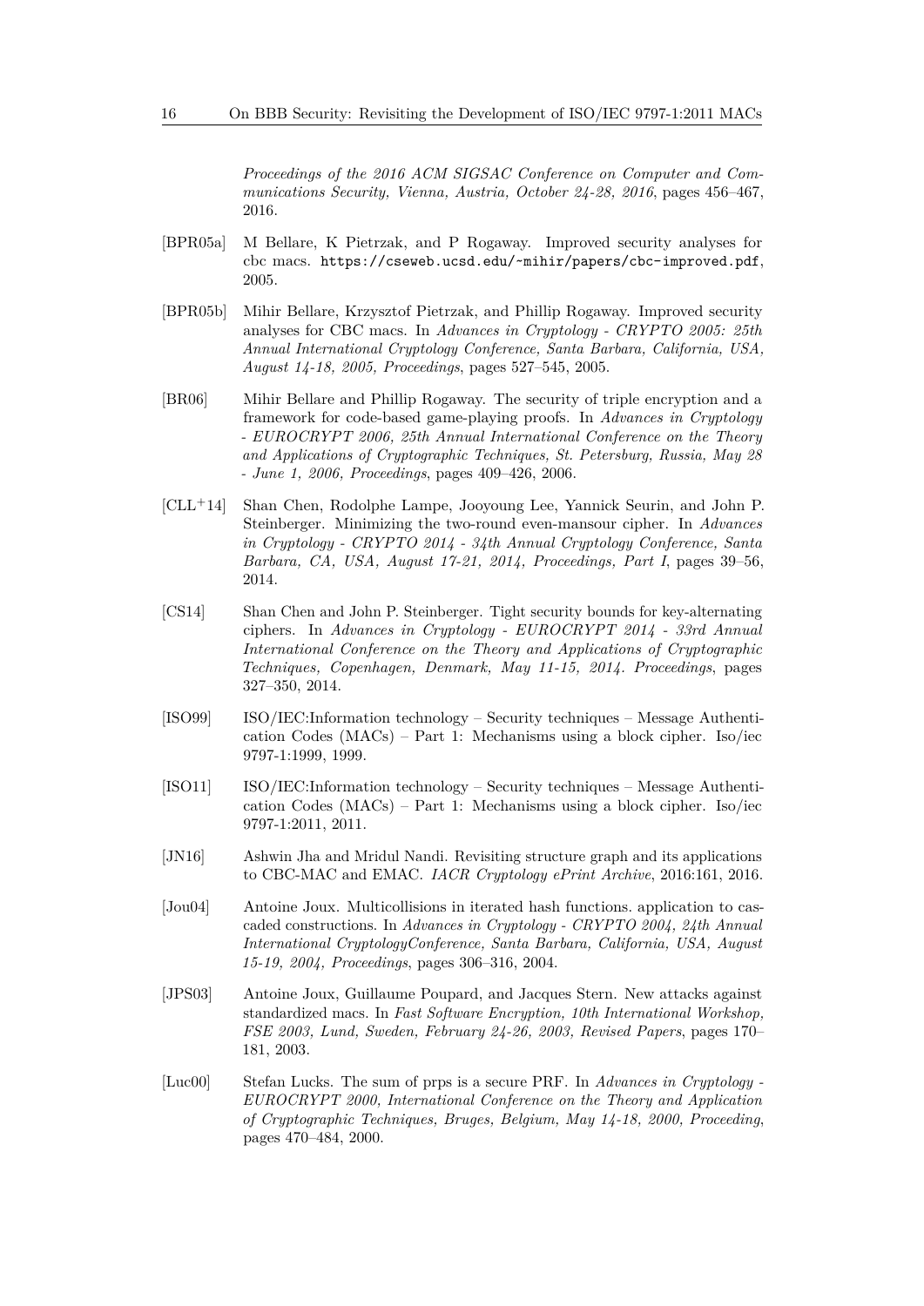*Proceedings of the 2016 ACM SIGSAC Conference on Computer and Communications Security, Vienna, Austria, October 24-28, 2016*, pages 456–467, 2016.

[BPR05a] M Bellare, K Pietrzak, and P Rogaway. Improved security analyses for cbc macs. `https://cseweb.ucsd.edu/~mihir/papers/cbc-improved.pdf`, 2005.

[BPR05b] Mihir Bellare, Krzysztof Pietrzak, and Phillip Rogaway. Improved security analyses for CBC macs. In *Advances in Cryptology - CRYPTO 2005: 25th Annual International Cryptology Conference, Santa Barbara, California, USA, August 14-18, 2005, Proceedings*, pages 527–545, 2005.

[BR06] Mihir Bellare and Phillip Rogaway. The security of triple encryption and a framework for code-based game-playing proofs. In *Advances in Cryptology - EUROCRYPT 2006, 25th Annual International Conference on the Theory and Applications of Cryptographic Techniques, St. Petersburg, Russia, May 28 - June 1, 2006, Proceedings*, pages 409–426, 2006.

[CLL+14] Shan Chen, Rodolphe Lampe, Jooyoung Lee, Yannick Seurin, and John P. Steinberger. Minimizing the two-round even-mansour cipher. In *Advances in Cryptology - CRYPTO 2014 - 34th Annual Cryptology Conference, Santa Barbara, CA, USA, August 17-21, 2014, Proceedings, Part I*, pages 39–56, 2014.

[CS14] Shan Chen and John P. Steinberger. Tight security bounds for key-alternating ciphers. In *Advances in Cryptology - EUROCRYPT 2014 - 33rd Annual International Conference on the Theory and Applications of Cryptographic Techniques, Copenhagen, Denmark, May 11-15, 2014. Proceedings*, pages 327–350, 2014.

[ISO99] ISO/IEC:Information technology – Security techniques – Message Authentication Codes (MACs) – Part 1: Mechanisms using a block cipher. Iso/iec 9797-1:1999, 1999.

[ISO11] ISO/IEC:Information technology – Security techniques – Message Authentication Codes (MACs) – Part 1: Mechanisms using a block cipher. Iso/iec 9797-1:2011, 2011.

[JN16] Ashwin Jha and Mridul Nandi. Revisiting structure graph and its applications to CBC-MAC and EMAC. *IACR Cryptology ePrint Archive*, 2016:161, 2016.

[Jou04] Antoine Joux. Multicollisions in iterated hash functions. application to cascaded constructions. In *Advances in Cryptology - CRYPTO 2004, 24th Annual International CryptologyConference, Santa Barbara, California, USA, August 15-19, 2004, Proceedings*, pages 306–316, 2004.

[JPS03] Antoine Joux, Guillaume Poupard, and Jacques Stern. New attacks against standardized macs. In *Fast Software Encryption, 10th International Workshop, FSE 2003, Lund, Sweden, February 24-26, 2003, Revised Papers*, pages 170–181, 2003.

[Luc00] Stefan Lucks. The sum of prps is a secure PRF. In *Advances in Cryptology - EUROCRYPT 2000, International Conference on the Theory and Application of Cryptographic Techniques, Bruges, Belgium, May 14-18, 2000, Proceeding*, pages 470–484, 2000.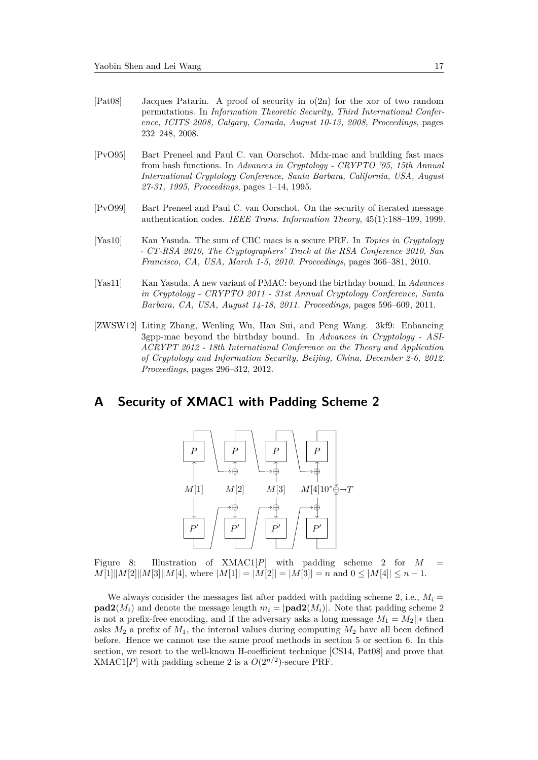[Pat08] Jacques Patarin. A proof of security in o(2n) for the xor of two random permutations. In *Information Theoretic Security, Third International Conference, ICITS 2008, Calgary, Canada, August 10-13, 2008, Proceedings*, pages 232–248, 2008.

[PvO95] Bart Preneel and Paul C. van Oorschot. Mdx-mac and building fast macs from hash functions. In *Advances in Cryptology - CRYPTO '95, 15th Annual International Cryptology Conference, Santa Barbara, California, USA, August 27-31, 1995, Proceedings*, pages 1–14, 1995.

[PvO99] Bart Preneel and Paul C. van Oorschot. On the security of iterated message authentication codes. *IEEE Trans. Information Theory*, 45(1):188–199, 1999.

[Yas10] Kan Yasuda. The sum of CBC macs is a secure PRF. In *Topics in Cryptology - CT-RSA 2010, The Cryptographers' Track at the RSA Conference 2010, San Francisco, CA, USA, March 1-5, 2010. Proceedings*, pages 366–381, 2010.

[Yas11] Kan Yasuda. A new variant of PMAC: beyond the birthday bound. In *Advances in Cryptology - CRYPTO 2011 - 31st Annual Cryptology Conference, Santa Barbara, CA, USA, August 14-18, 2011. Proceedings*, pages 596–609, 2011.

[ZWSW12] Liting Zhang, Wenling Wu, Han Sui, and Peng Wang. 3kf9: Enhancing 3gpp-mac beyond the birthday bound. In *Advances in Cryptology - ASIACRYPT 2012 - 18th International Conference on the Theory and Application of Cryptology and Information Security, Beijing, China, December 2-6, 2012. Proceedings*, pages 296–312, 2012.

# A Security of XMAC1 with Padding Scheme 2

Figure 8: Illustration of XMAC1$[P]$ with padding scheme 2 for $M = M[1]\|M[2]\|M[3]\|M[4]$, where $|M[1]| = |M[2]| = |M[3]| = n$ and $0 \leq |M[4]| \leq n-1$.

We always consider the messages list after padded with padding scheme 2, i.e., $M_i = \mathbf{pad2}(M_i)$ and denote the message length $m_i = |\mathbf{pad2}(M_i)|$. Note that padding scheme 2 is not a prefix-free encoding, and if the adversary asks a long message $M_1 = M_2\|*$ then asks $M_2$ a prefix of $M_1$, the internal values during computing $M_2$ have all been defined before. Hence we cannot use the same proof methods in section 5 or section 6. In this section, we resort to the well-known H-coefficient technique [CS14, Pat08] and prove that XMAC1$[P]$ with padding scheme 2 is a $O(2^{n/2})$-secure PRF.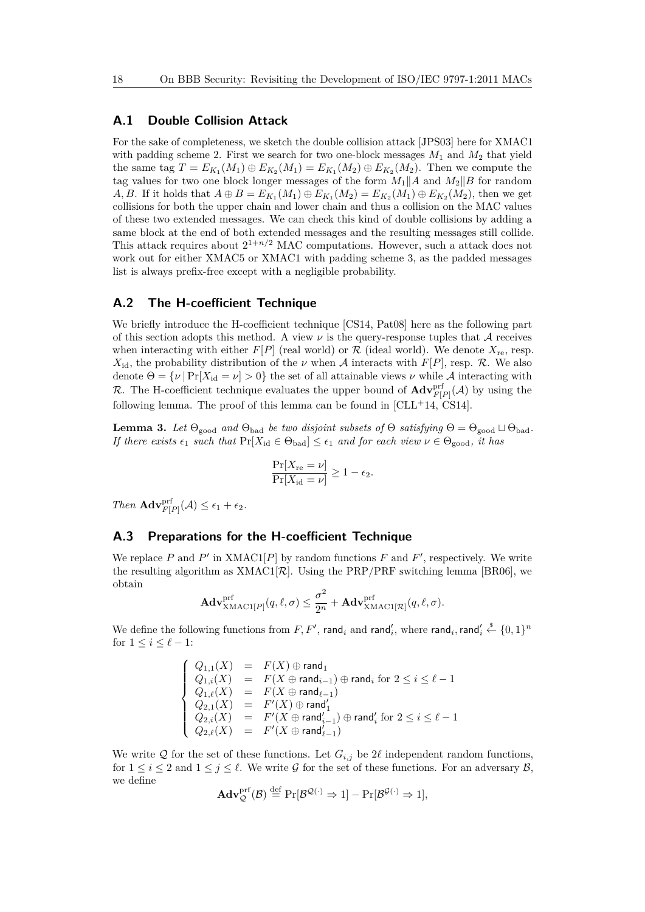## A.1 Double Collision Attack

For the sake of completeness, we sketch the double collision attack [JPS03] here for XMAC1 with padding scheme 2. First we search for two one-block messages $M_1$ and $M_2$ that yield the same tag $T = E_{K_1}(M_1) \oplus E_{K_2}(M_1) = E_{K_1}(M_2) \oplus E_{K_2}(M_2)$. Then we compute the tag values for two one block longer messages of the form $M_1 \| A$ and $M_2 \| B$ for random $A, B$. If it holds that $A \oplus B = E_{K_1}(M_1) \oplus E_{K_1}(M_2) = E_{K_2}(M_1) \oplus E_{K_2}(M_2)$, then we get collisions for both the upper chain and lower chain and thus a collision on the MAC values of these two extended messages. We can check this kind of double collisions by adding a same block at the end of both extended messages and the resulting messages still collide. This attack requires about $2^{1+n/2}$ MAC computations. However, such a attack does not work out for either XMAC5 or XMAC1 with padding scheme 3, as the padded messages list is always prefix-free except with a negligible probability.

## A.2 The H-coefficient Technique

We briefly introduce the H-coefficient technique [CS14, Pat08] here as the following part of this section adopts this method. A view $\nu$ is the query-response tuples that $\mathcal{A}$ receives when interacting with either $F[P]$ (real world) or $\mathcal{R}$ (ideal world). We denote $X_{\text{re}}$, resp. $X_{\text{id}}$, the probability distribution of the $\nu$ when $\mathcal{A}$ interacts with $F[P]$, resp. $\mathcal{R}$. We also denote $\Theta = \{\nu \,|\, \Pr[X_{\text{id}} = \nu] > 0\}$ the set of all attainable views $\nu$ while $\mathcal{A}$ interacting with $\mathcal{R}$. The H-coefficient technique evaluates the upper bound of $\mathbf{Adv}^{\text{prf}}_{F[P]}(\mathcal{A})$ by using the following lemma. The proof of this lemma can be found in [CLL+14, CS14].

**Lemma 3.** *Let $\Theta_{\text{good}}$ and $\Theta_{\text{bad}}$ be two disjoint subsets of $\Theta$ satisfying $\Theta = \Theta_{\text{good}} \sqcup \Theta_{\text{bad}}$. If there exists $\epsilon_1$ such that $\Pr[X_{\text{id}} \in \Theta_{\text{bad}}] \leq \epsilon_1$ and for each view $\nu \in \Theta_{\text{good}}$, it has*

$$\frac{\Pr[X_{\text{re}} = \nu]}{\Pr[X_{\text{id}} = \nu]} \geq 1 - \epsilon_2.$$

*Then $\mathbf{Adv}^{\text{prf}}_{F[P]}(\mathcal{A}) \leq \epsilon_1 + \epsilon_2$.*

## A.3 Preparations for the H-coefficient Technique

We replace $P$ and $P'$ in XMAC1$[P]$ by random functions $F$ and $F'$, respectively. We write the resulting algorithm as XMAC1$[\mathcal{R}]$. Using the PRP/PRF switching lemma [BR06], we obtain

$$\mathbf{Adv}^{\text{prf}}_{\text{XMAC1}[P]}(q, \ell, \sigma) \leq \frac{\sigma^2}{2^n} + \mathbf{Adv}^{\text{prf}}_{\text{XMAC1}[\mathcal{R}]}(q, \ell, \sigma).$$

We define the following functions from $F, F'$, $\mathsf{rand}_i$ and $\mathsf{rand}'_i$, where $\mathsf{rand}_i, \mathsf{rand}'_i \xleftarrow{\$} \{0,1\}^n$ for $1 \leq i \leq \ell - 1$:

$$\begin{cases} Q_{1,1}(X) &= F(X) \oplus \mathsf{rand}_1 \\ Q_{1,i}(X) &= F(X \oplus \mathsf{rand}_{i-1}) \oplus \mathsf{rand}_i \text{ for } 2 \leq i \leq \ell - 1 \\ Q_{1,\ell}(X) &= F(X \oplus \mathsf{rand}_{\ell-1}) \\ Q_{2,1}(X) &= F'(X) \oplus \mathsf{rand}'_1 \\ Q_{2,i}(X) &= F'(X \oplus \mathsf{rand}'_{i-1}) \oplus \mathsf{rand}'_i \text{ for } 2 \leq i \leq \ell - 1 \\ Q_{2,\ell}(X) &= F'(X \oplus \mathsf{rand}'_{\ell-1}) \end{cases}$$

We write $\mathcal{Q}$ for the set of these functions. Let $G_{i,j}$ be $2\ell$ independent random functions, for $1 \leq i \leq 2$ and $1 \leq j \leq \ell$. We write $\mathcal{G}$ for the set of these functions. For an adversary $\mathcal{B}$, we define

$$\mathbf{Adv}^{\text{prf}}_{\mathcal{Q}}(\mathcal{B}) \stackrel{\text{def}}{=} \Pr[\mathcal{B}^{\mathcal{Q}(\cdot)} \Rightarrow 1] - \Pr[\mathcal{B}^{\mathcal{G}(\cdot)} \Rightarrow 1],$$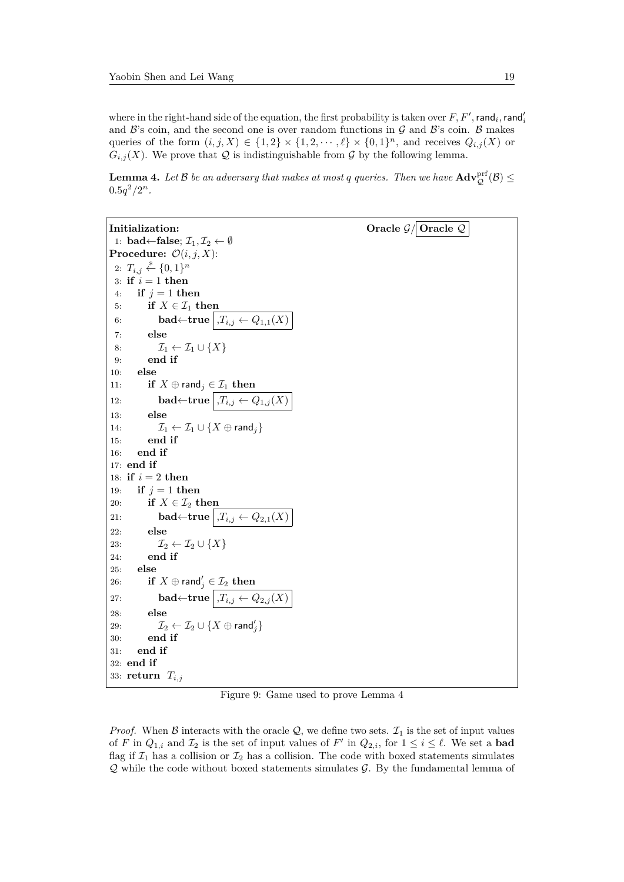where in the right-hand side of the equation, the first probability is taken over $F, F', \mathsf{rand}_i, \mathsf{rand}'_i$ and $\mathcal{B}$'s coin, and the second one is over random functions in $\mathcal{G}$ and $\mathcal{B}$'s coin. $\mathcal{B}$ makes queries of the form $(i, j, X) \in \{1, 2\} \times \{1, 2, \cdots, \ell\} \times \{0, 1\}^n$, and receives $Q_{i,j}(X)$ or $G_{i,j}(X)$. We prove that $\mathcal{Q}$ is indistinguishable from $\mathcal{G}$ by the following lemma.

**Lemma 4.** *Let $\mathcal{B}$ be an adversary that makes at most $q$ queries. Then we have $\mathbf{Adv}^{\mathrm{prf}}_{\mathcal{Q}}(\mathcal{B}) \leq 0.5q^2/2^n$.*

```
Initialization:                                          Oracle G / [Oracle Q]
 1: bad←false; I_1, I_2 ← ∅
Procedure: O(i, j, X):
 2: T_{i,j} ←$ {0,1}^n
 3: if i = 1 then
 4:   if j = 1 then
 5:     if X ∈ I_1 then
 6:       bad←true [,T_{i,j} ← Q_{1,1}(X)]
 7:     else
 8:       I_1 ← I_1 ∪ {X}
 9:     end if
10:   else
11:     if X ⊕ rand_j ∈ I_1 then
12:       bad←true [,T_{i,j} ← Q_{1,j}(X)]
13:     else
14:       I_1 ← I_1 ∪ {X ⊕ rand_j}
15:     end if
16:   end if
17: end if
18: if i = 2 then
19:   if j = 1 then
20:     if X ∈ I_2 then
21:       bad←true [,T_{i,j} ← Q_{2,1}(X)]
22:     else
23:       I_2 ← I_2 ∪ {X}
24:     end if
25:   else
26:     if X ⊕ rand'_j ∈ I_2 then
27:       bad←true [,T_{i,j} ← Q_{2,j}(X)]
28:     else
29:       I_2 ← I_2 ∪ {X ⊕ rand'_j}
30:     end if
31:   end if
32: end if
33: return T_{i,j}
```

Figure 9: Game used to prove Lemma 4

*Proof.* When $\mathcal{B}$ interacts with the oracle $\mathcal{Q}$, we define two sets. $\mathcal{I}_1$ is the set of input values of $F$ in $Q_{1,i}$ and $\mathcal{I}_2$ is the set of input values of $F'$ in $Q_{2,i}$, for $1 \leq i \leq \ell$. We set a **bad** flag if $\mathcal{I}_1$ has a collision or $\mathcal{I}_2$ has a collision. The code with boxed statements simulates $\mathcal{Q}$ while the code without boxed statements simulates $\mathcal{G}$. By the fundamental lemma of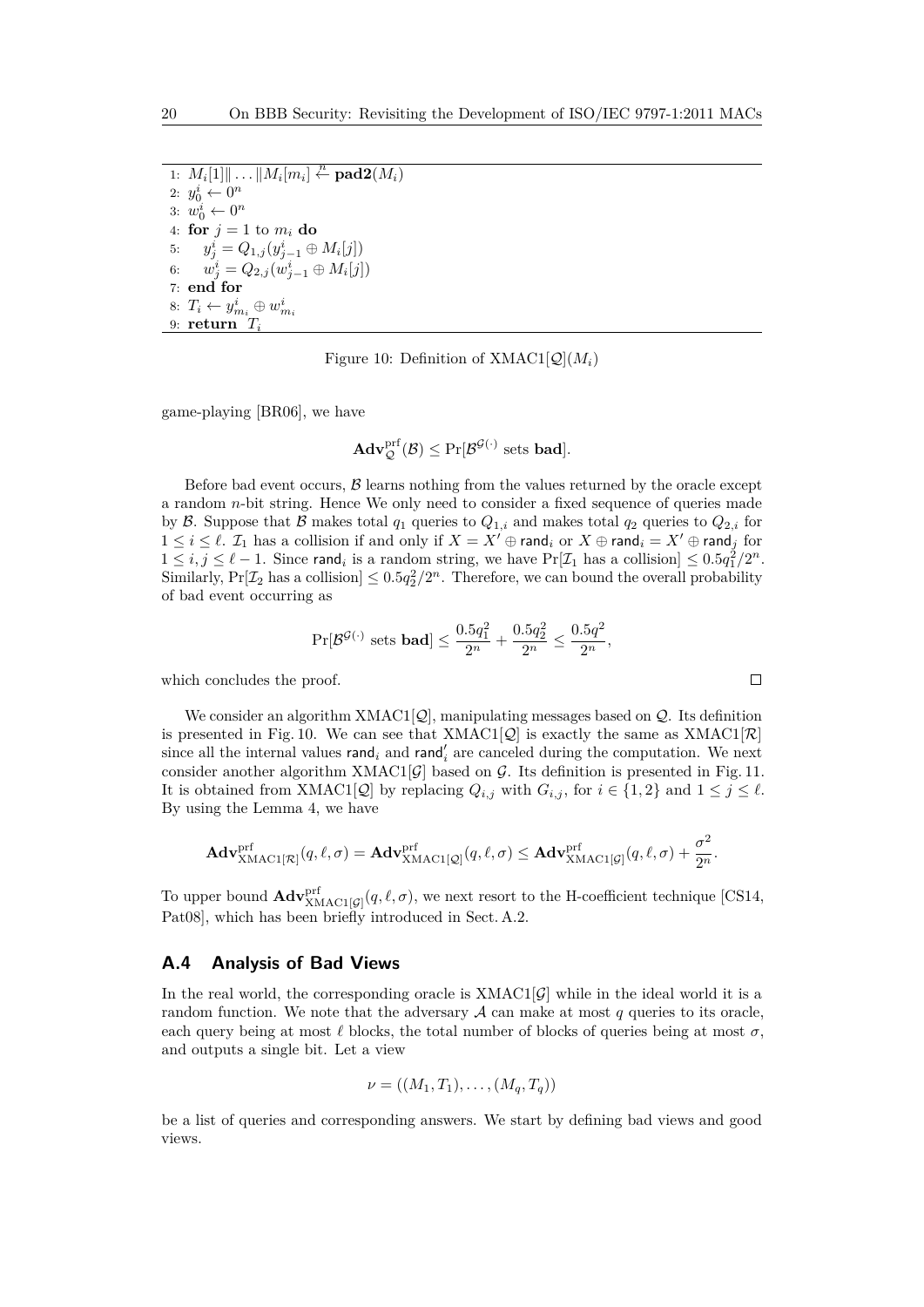```
1: M_i[1]‖...‖M_i[m_i] ←n− pad2(M_i)
2: y_0^i ← 0^n
3: w_0^i ← 0^n
4: for j = 1 to m_i do
5:     y_j^i = Q_{1,j}(y_{j-1}^i ⊕ M_i[j])
6:     w_j^i = Q_{2,j}(w_{j-1}^i ⊕ M_i[j])
7: end for
8: T_i ← y_{m_i}^i ⊕ w_{m_i}^i
9: return T_i
```

Figure 10: Definition of XMAC1[$\mathcal{Q}$]($M_i$)

game-playing [BR06], we have

$$\mathbf{Adv}_{\mathcal{Q}}^{\mathrm{prf}}(\mathcal{B}) \leq \Pr[\mathcal{B}^{\mathcal{G}(\cdot)} \text{ sets } \mathbf{bad}].$$

Before bad event occurs, $\mathcal{B}$ learns nothing from the values returned by the oracle except a random $n$-bit string. Hence We only need to consider a fixed sequence of queries made by $\mathcal{B}$. Suppose that $\mathcal{B}$ makes total $q_1$ queries to $Q_{1,i}$ and makes total $q_2$ queries to $Q_{2,i}$ for $1 \leq i \leq \ell$. $\mathcal{I}_1$ has a collision if and only if $X = X' \oplus \mathsf{rand}_i$ or $X \oplus \mathsf{rand}_i = X' \oplus \mathsf{rand}_j$ for $1 \leq i, j \leq \ell - 1$. Since $\mathsf{rand}_i$ is a random string, we have $\Pr[\mathcal{I}_1 \text{ has a collision}] \leq 0.5q_1^2/2^n$. Similarly, $\Pr[\mathcal{I}_2 \text{ has a collision}] \leq 0.5q_2^2/2^n$. Therefore, we can bound the overall probability of bad event occurring as

$$\Pr[\mathcal{B}^{\mathcal{G}(\cdot)} \text{ sets } \mathbf{bad}] \leq \frac{0.5q_1^2}{2^n} + \frac{0.5q_2^2}{2^n} \leq \frac{0.5q^2}{2^n},$$

which concludes the proof. □

We consider an algorithm XMAC1[$\mathcal{Q}$], manipulating messages based on $\mathcal{Q}$. Its definition is presented in Fig. 10. We can see that XMAC1[$\mathcal{Q}$] is exactly the same as XMAC1[$\mathcal{R}$] since all the internal values $\mathsf{rand}_i$ and $\mathsf{rand}'_i$ are canceled during the computation. We next consider another algorithm XMAC1[$\mathcal{G}$] based on $\mathcal{G}$. Its definition is presented in Fig. 11. It is obtained from XMAC1[$\mathcal{Q}$] by replacing $Q_{i,j}$ with $G_{i,j}$, for $i \in \{1, 2\}$ and $1 \leq j \leq \ell$. By using the Lemma 4, we have

$$\mathbf{Adv}_{\mathrm{XMAC1}[\mathcal{R}]}^{\mathrm{prf}}(q, \ell, \sigma) = \mathbf{Adv}_{\mathrm{XMAC1}[\mathcal{Q}]}^{\mathrm{prf}}(q, \ell, \sigma) \leq \mathbf{Adv}_{\mathrm{XMAC1}[\mathcal{G}]}^{\mathrm{prf}}(q, \ell, \sigma) + \frac{\sigma^2}{2^n}.$$

To upper bound $\mathbf{Adv}_{\mathrm{XMAC1}[\mathcal{G}]}^{\mathrm{prf}}(q, \ell, \sigma)$, we next resort to the H-coefficient technique [CS14, Pat08], which has been briefly introduced in Sect. A.2.

## A.4 Analysis of Bad Views

In the real world, the corresponding oracle is XMAC1[$\mathcal{G}$] while in the ideal world it is a random function. We note that the adversary $\mathcal{A}$ can make at most $q$ queries to its oracle, each query being at most $\ell$ blocks, the total number of blocks of queries being at most $\sigma$, and outputs a single bit. Let a view

$$\nu = ((M_1, T_1), \ldots, (M_q, T_q))$$

be a list of queries and corresponding answers. We start by defining bad views and good views.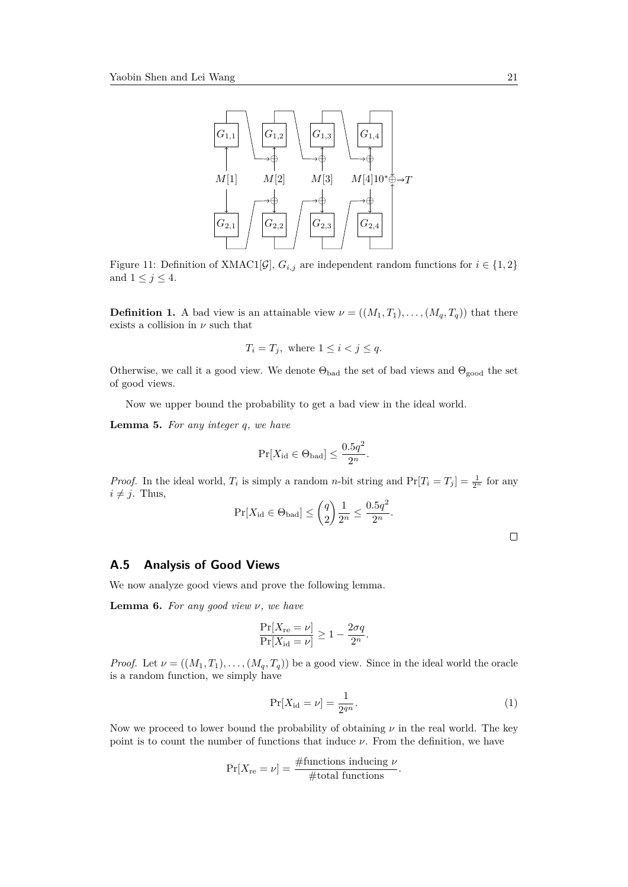Figure 11: Definition of XMAC1[$\mathcal{G}$], $G_{i,j}$ are independent random functions for $i \in \{1, 2\}$ and $1 \leq j \leq 4$.

**Definition 1.** A bad view is an attainable view $\nu = ((M_1, T_1), \ldots, (M_q, T_q))$ that there exists a collision in $\nu$ such that

$$T_i = T_j, \text{ where } 1 \leq i < j \leq q.$$

Otherwise, we call it a good view. We denote $\Theta_{\text{bad}}$ the set of bad views and $\Theta_{\text{good}}$ the set of good views.

Now we upper bound the probability to get a bad view in the ideal world.

**Lemma 5.** *For any integer q, we have*

$$\Pr[X_{\text{id}} \in \Theta_{\text{bad}}] \leq \frac{0.5q^2}{2^n}.$$

*Proof.* In the ideal world, $T_i$ is simply a random $n$-bit string and $\Pr[T_i = T_j] = \frac{1}{2^n}$ for any $i \neq j$. Thus,

$$\Pr[X_{\text{id}} \in \Theta_{\text{bad}}] \leq \binom{q}{2} \frac{1}{2^n} \leq \frac{0.5q^2}{2^n}.$$

□

## A.5 Analysis of Good Views

We now analyze good views and prove the following lemma.

**Lemma 6.** *For any good view $\nu$, we have*

$$\frac{\Pr[X_{\text{re}} = \nu]}{\Pr[X_{\text{id}} = \nu]} \geq 1 - \frac{2\sigma q}{2^n}.$$

*Proof.* Let $\nu = ((M_1, T_1), \ldots, (M_q, T_q))$ be a good view. Since in the ideal world the oracle is a random function, we simply have

$$\Pr[X_{\text{id}} = \nu] = \frac{1}{2^{qn}}. \tag{1}$$

Now we proceed to lower bound the probability of obtaining $\nu$ in the real world. The key point is to count the number of functions that induce $\nu$. From the definition, we have

$$\Pr[X_{\text{re}} = \nu] = \frac{\#\text{functions inducing } \nu}{\#\text{total functions}}.$$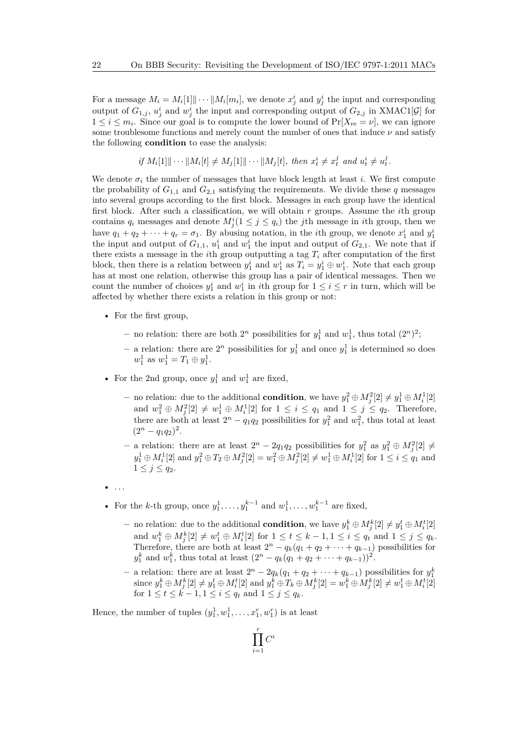For a message $M_i = M_i[1]\| \cdots \|M_i[m_i]$, we denote $x_j^i$ and $y_j^i$ the input and corresponding output of $G_{1,j}$, $u_j^i$ and $w_j^i$ the input and corresponding output of $G_{2,j}$ in XMAC1[$\mathcal{G}$] for $1 \le i \le m_i$. Since our goal is to compute the lower bound of $\Pr[X_{\rm re} = \nu]$, we can ignore some troublesome functions and merely count the number of ones that induce $\nu$ and satisfy the following **condition** to ease the analysis:

$$\textit{if } M_i[1]\| \cdots \|M_i[t] \neq M_j[1]\| \cdots \|M_j[t], \textit{ then } x_t^i \neq x_t^j \textit{ and } u_t^i \neq u_t^j.$$

We denote $\sigma_i$ the number of messages that have block length at least $i$. We first compute the probability of $G_{1,1}$ and $G_{2,1}$ satisfying the requirements. We divide these $q$ messages into several groups according to the first block. Messages in each group have the identical first block. After such a classification, we will obtain $r$ groups. Assume the $i$th group contains $q_i$ messages and denote $M_j^i (1 \le j \le q_i)$ the $j$th message in $i$th group, then we have $q_1 + q_2 + \cdots + q_r = \sigma_1$. By abusing notation, in the $i$th group, we denote $x_1^i$ and $y_1^i$ the input and output of $G_{1,1}$, $u_1^i$ and $w_1^i$ the input and output of $G_{2,1}$. We note that if there exists a message in the $i$th group outputting a tag $T_i$ after computation of the first block, then there is a relation between $y_1^i$ and $w_1^i$ as $T_i = y_1^i \oplus w_1^i$. Note that each group has at most one relation, otherwise this group has a pair of identical messages. Then we count the number of choices $y_1^i$ and $w_1^i$ in $i$th group for $1 \le i \le r$ in turn, which will be affected by whether there exists a relation in this group or not:

- For the first group,
  - no relation: there are both $2^n$ possibilities for $y_1^1$ and $w_1^1$, thus total $(2^n)^2$;
  - a relation: there are $2^n$ possibilities for $y_1^1$ and once $y_1^1$ is determined so does $w_1^1$ as $w_1^1 = T_1 \oplus y_1^1$.
- For the 2nd group, once $y_1^1$ and $w_1^1$ are fixed,
  - no relation: due to the additional **condition**, we have $y_1^2 \oplus M_j^2[2] \neq y_1^1 \oplus M_i^1[2]$ and $w_1^2 \oplus M_j^2[2] \neq w_1^1 \oplus M_i^1[2]$ for $1 \le i \le q_1$ and $1 \le j \le q_2$. Therefore, there are both at least $2^n - q_1 q_2$ possibilities for $y_1^2$ and $w_1^2$, thus total at least $(2^n - q_1 q_2)^2$.
  - a relation: there are at least $2^n - 2q_1 q_2$ possibilities for $y_1^2$ as $y_1^2 \oplus M_j^2[2] \neq y_1^1 \oplus M_i^1[2]$ and $y_1^2 \oplus T_2 \oplus M_j^2[2] = w_1^2 \oplus M_j^2[2] \neq w_1^1 \oplus M_i^1[2]$ for $1 \le i \le q_1$ and $1 \le j \le q_2$.
- ...
- For the $k$-th group, once $y_1^1, \ldots, y_1^{k-1}$ and $w_1^1, \ldots, w_1^{k-1}$ are fixed,
  - no relation: due to the additional **condition**, we have $y_1^k \oplus M_j^k[2] \neq y_1^t \oplus M_i^t[2]$ and $w_1^k \oplus M_j^k[2] \neq w_1^t \oplus M_i^t[2]$ for $1 \le t \le k-1, 1 \le i \le q_t$ and $1 \le j \le q_k$. Therefore, there are both at least $2^n - q_k(q_1 + q_2 + \cdots + q_{k-1})$ possibilities for $y_1^k$ and $w_1^k$, thus total at least $(2^n - q_k(q_1 + q_2 + \cdots + q_{k-1}))^2$.
  - a relation: there are at least $2^n - 2q_k(q_1 + q_2 + \cdots + q_{k-1})$ possibilities for $y_1^k$ since $y_1^k \oplus M_j^k[2] \neq y_1^t \oplus M_i^t[2]$ and $y_1^k \oplus T_k \oplus M_j^k[2] = w_1^k \oplus M_j^k[2] \neq w_1^t \oplus M_i^t[2]$ for $1 \le t \le k-1, 1 \le i \le q_t$ and $1 \le j \le q_k$.

Hence, the number of tuples $(y_1^1, w_1^1, \ldots, x_1^r, w_1^r)$ is at least

$$\prod_{i=1}^{r} C^i$$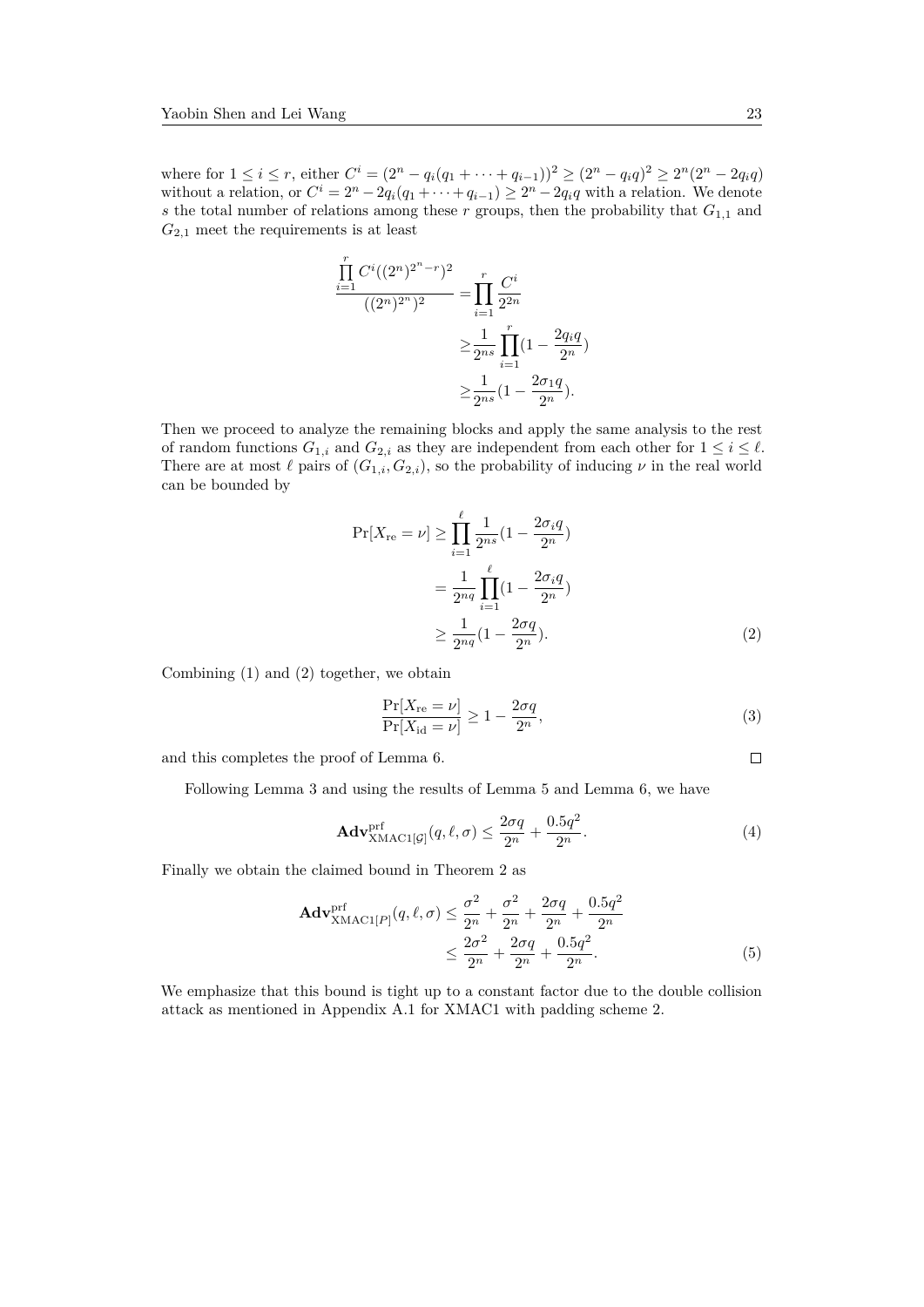where for $1 \leq i \leq r$, either $C^i = (2^n - q_i(q_1 + \cdots + q_{i-1}))^2 \geq (2^n - q_i q)^2 \geq 2^n(2^n - 2q_i q)$ without a relation, or $C^i = 2^n - 2q_i(q_1 + \cdots + q_{i-1}) \geq 2^n - 2q_i q$ with a relation. We denote $s$ the total number of relations among these $r$ groups, then the probability that $G_{1,1}$ and $G_{2,1}$ meet the requirements is at least

$$
\begin{aligned}
\frac{\prod_{i=1}^{r} C^i((2^n)^{2^n - r})^2}{((2^n)^{2^n})^2} = & \prod_{i=1}^{r} \frac{C^i}{2^{2n}} \\
\geq & \frac{1}{2^{ns}} \prod_{i=1}^{r} (1 - \frac{2q_i q}{2^n}) \\
\geq & \frac{1}{2^{ns}} (1 - \frac{2\sigma_1 q}{2^n}).
\end{aligned}
$$

Then we proceed to analyze the remaining blocks and apply the same analysis to the rest of random functions $G_{1,i}$ and $G_{2,i}$ as they are independent from each other for $1 \leq i \leq \ell$. There are at most $\ell$ pairs of $(G_{1,i}, G_{2,i})$, so the probability of inducing $\nu$ in the real world can be bounded by

$$
\begin{aligned}
\Pr[X_{\text{re}} = \nu] &\geq \prod_{i=1}^{\ell} \frac{1}{2^{ns}} (1 - \frac{2\sigma_i q}{2^n}) \\
&= \frac{1}{2^{nq}} \prod_{i=1}^{\ell} (1 - \frac{2\sigma_i q}{2^n}) \\
&\geq \frac{1}{2^{nq}} (1 - \frac{2\sigma q}{2^n}). \qquad (2)
\end{aligned}
$$

Combining (1) and (2) together, we obtain

$$
\frac{\Pr[X_{\text{re}} = \nu]}{\Pr[X_{\text{id}} = \nu]} \geq 1 - \frac{2\sigma q}{2^n}, \qquad (3)
$$

and this completes the proof of Lemma 6. $\square$

Following Lemma 3 and using the results of Lemma 5 and Lemma 6, we have

$$
\mathbf{Adv}^{\text{prf}}_{\text{XMAC1}[\mathcal{G}]}(q, \ell, \sigma) \leq \frac{2\sigma q}{2^n} + \frac{0.5q^2}{2^n}. \qquad (4)
$$

Finally we obtain the claimed bound in Theorem 2 as

$$
\begin{aligned}
\mathbf{Adv}^{\text{prf}}_{\text{XMAC1}[P]}(q, \ell, \sigma) &\leq \frac{\sigma^2}{2^n} + \frac{\sigma^2}{2^n} + \frac{2\sigma q}{2^n} + \frac{0.5q^2}{2^n} \\
&\leq \frac{2\sigma^2}{2^n} + \frac{2\sigma q}{2^n} + \frac{0.5q^2}{2^n}. \qquad (5)
\end{aligned}
$$

We emphasize that this bound is tight up to a constant factor due to the double collision attack as mentioned in Appendix A.1 for XMAC1 with padding scheme 2.